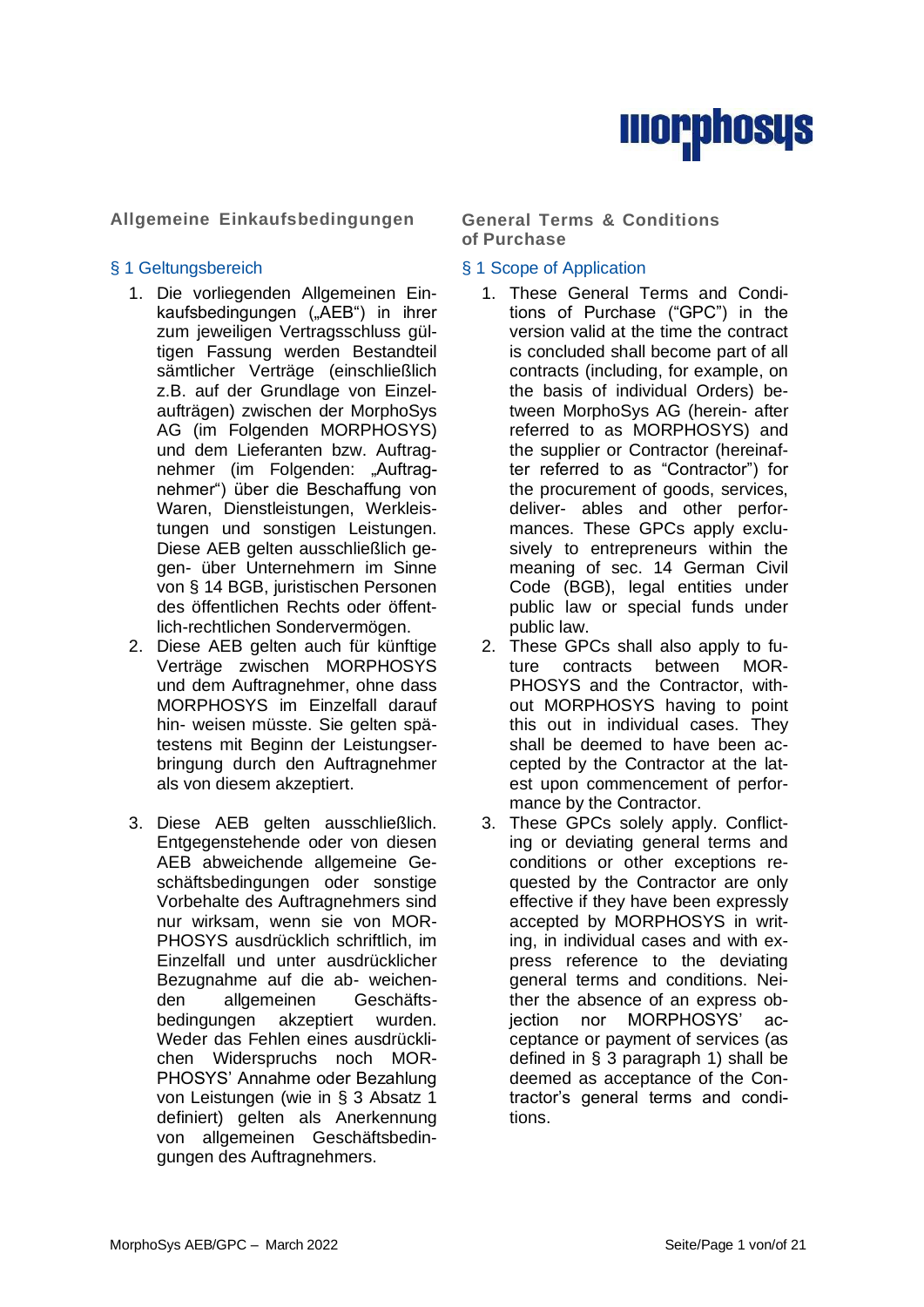# Allgemeine Einkaufsbedingungen

## § 1 Geltungsbereich

1. Die vorliegenden Allgemeinen Einkaufsbedingungen („AEB") in ihrer zum jeweiligen Vertragsschluss gültigen Fassung werden Bestandteil sämtlicher Verträge (einschließlich z.B. auf der Grundlage von Einzelaufträgen) zwischen der MorphoSys AG (im Folgenden MORPHOSYS) und dem Lieferanten bzw. Auftragnehmer (im Folgenden: „Auftragnehmer") über die Beschaffung von Waren, Dienstleistungen, Werkleistungen und sonstigen Leistungen. Diese AEB gelten ausschließlich gegenüber Unternehmern im Sinne von § 14 BGB, juristischen Personen des öffentlichen Rechts oder öffentlich-rechtlichen Sondervermögen.
2. Diese AEB gelten auch für künftige Verträge zwischen MORPHOSYS und dem Auftragnehmer, ohne dass MORPHOSYS im Einzelfall darauf hinweisen müsste. Sie gelten spätestens mit Beginn der Leistungserbringung durch den Auftragnehmer als von diesem akzeptiert.
3. Diese AEB gelten ausschließlich. Entgegenstehende oder von diesen AEB abweichende allgemeine Geschäftsbedingungen oder sonstige Vorbehalte des Auftragnehmers sind nur wirksam, wenn sie von MORPHOSYS ausdrücklich schriftlich, im Einzelfall und unter ausdrücklicher Bezugnahme auf die abweichenden allgemeinen Geschäftsbedingungen akzeptiert wurden. Weder das Fehlen eines ausdrücklichen Widerspruchs noch MORPHOSYS' Annahme oder Bezahlung von Leistungen (wie in § 3 Absatz 1 definiert) gelten als Anerkennung von allgemeinen Geschäftsbedingungen des Auftragnehmers.

# General Terms & Conditions of Purchase

## § 1 Scope of Application

1. These General Terms and Conditions of Purchase ("GPC") in the version valid at the time the contract is concluded shall become part of all contracts (including, for example, on the basis of individual Orders) between MorphoSys AG (herein- after referred to as MORPHOSYS) and the supplier or Contractor (hereinafter referred to as "Contractor") for the procurement of goods, services, deliverables and other performances. These GPCs apply exclusively to entrepreneurs within the meaning of sec. 14 German Civil Code (BGB), legal entities under public law or special funds under public law.
2. These GPCs shall also apply to future contracts between MORPHOSYS and the Contractor, without MORPHOSYS having to point this out in individual cases. They shall be deemed to have been accepted by the Contractor at the latest upon commencement of performance by the Contractor.
3. These GPCs solely apply. Conflicting or deviating general terms and conditions or other exceptions requested by the Contractor are only effective if they have been expressly accepted by MORPHOSYS in writing, in individual cases and with express reference to the deviating general terms and conditions. Neither the absence of an express objection nor MORPHOSYS' acceptance or payment of services (as defined in § 3 paragraph 1) shall be deemed as acceptance of the Contractor's general terms and conditions.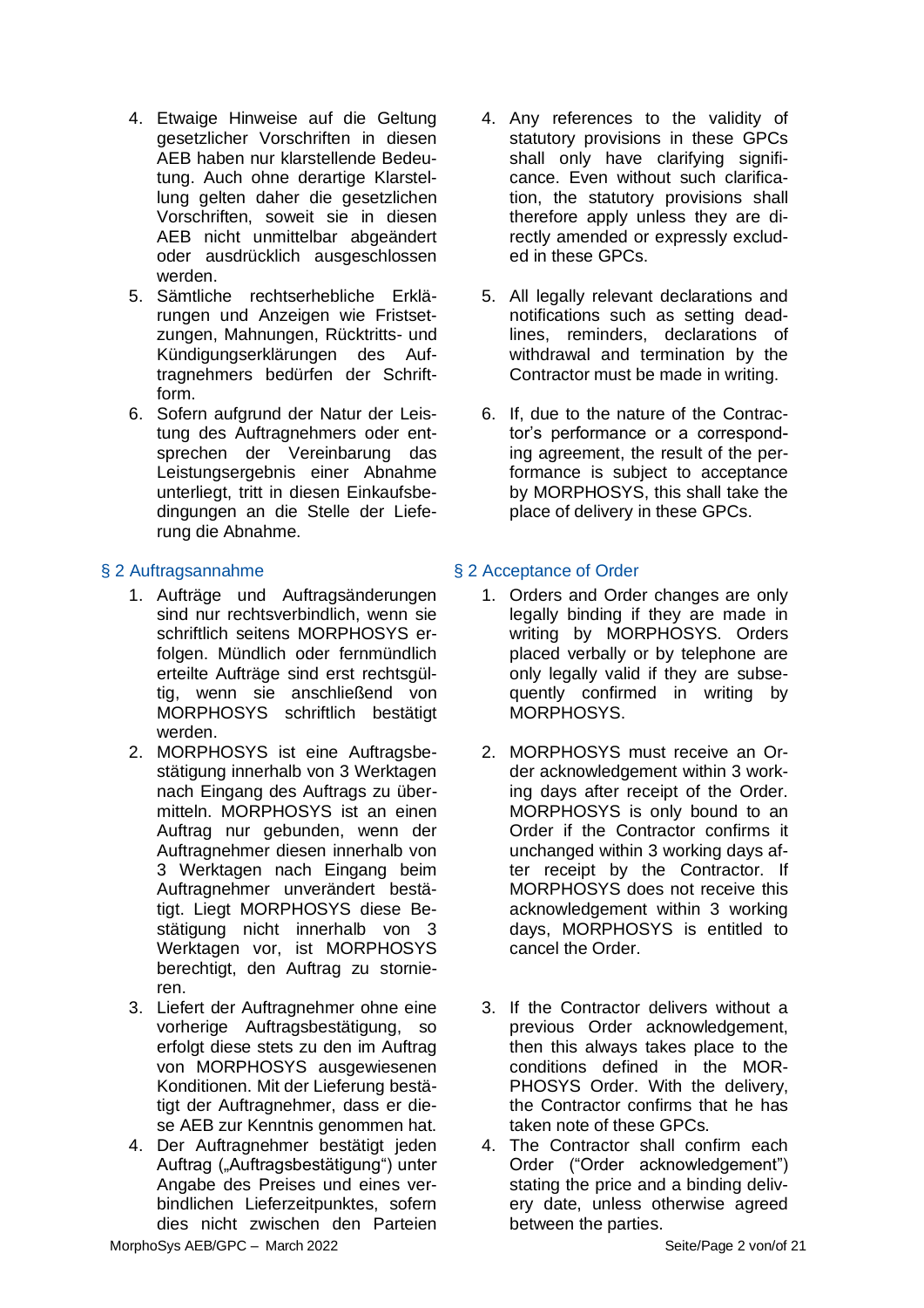4. Etwaige Hinweise auf die Geltung gesetzlicher Vorschriften in diesen AEB haben nur klarstellende Bedeutung. Auch ohne derartige Klarstellung gelten daher die gesetzlichen Vorschriften, soweit sie in diesen AEB nicht unmittelbar abgeändert oder ausdrücklich ausgeschlossen werden.
5. Sämtliche rechtserhebliche Erklärungen und Anzeigen wie Fristsetzungen, Mahnungen, Rücktritts- und Kündigungserklärungen des Auftragnehmers bedürfen der Schriftform.
6. Sofern aufgrund der Natur der Leistung des Auftragnehmers oder entsprechen der Vereinbarung das Leistungsergebnis einer Abnahme unterliegt, tritt in diesen Einkaufsbedingungen an die Stelle der Lieferung die Abnahme.

4. Any references to the validity of statutory provisions in these GPCs shall only have clarifying significance. Even without such clarification, the statutory provisions shall therefore apply unless they are directly amended or expressly excluded in these GPCs.
5. All legally relevant declarations and notifications such as setting deadlines, reminders, declarations of withdrawal and termination by the Contractor must be made in writing.
6. If, due to the nature of the Contractor's performance or a corresponding agreement, the result of the performance is subject to acceptance by MORPHOSYS, this shall take the place of delivery in these GPCs.

## § 2 Auftragsannahme

1. Aufträge und Auftragsänderungen sind nur rechtsverbindlich, wenn sie schriftlich seitens MORPHOSYS erfolgen. Mündlich oder fernmündlich erteilte Aufträge sind erst rechtsgültig, wenn sie anschließend von MORPHOSYS schriftlich bestätigt werden.
2. MORPHOSYS ist eine Auftragsbestätigung innerhalb von 3 Werktagen nach Eingang des Auftrags zu übermitteln. MORPHOSYS ist an einen Auftrag nur gebunden, wenn der Auftragnehmer diesen innerhalb von 3 Werktagen nach Eingang beim Auftragnehmer unverändert bestätigt. Liegt MORPHOSYS diese Bestätigung nicht innerhalb von 3 Werktagen vor, ist MORPHOSYS berechtigt, den Auftrag zu stornieren.
3. Liefert der Auftragnehmer ohne eine vorherige Auftragsbestätigung, so erfolgt diese stets zu den im Auftrag von MORPHOSYS ausgewiesenen Konditionen. Mit der Lieferung bestätigt der Auftragnehmer, dass er diese AEB zur Kenntnis genommen hat.
4. Der Auftragnehmer bestätigt jeden Auftrag („Auftragsbestätigung") unter Angabe des Preises und eines verbindlichen Lieferzeitpunktes, sofern dies nicht zwischen den Parteien

## § 2 Acceptance of Order

1. Orders and Order changes are only legally binding if they are made in writing by MORPHOSYS. Orders placed verbally or by telephone are only legally valid if they are subsequently confirmed in writing by MORPHOSYS.
2. MORPHOSYS must receive an Order acknowledgement within 3 working days after receipt of the Order. MORPHOSYS is only bound to an Order if the Contractor confirms it unchanged within 3 working days after receipt by the Contractor. If MORPHOSYS does not receive this acknowledgement within 3 working days, MORPHOSYS is entitled to cancel the Order.
3. If the Contractor delivers without a previous Order acknowledgement, then this always takes place to the conditions defined in the MORPHOSYS Order. With the delivery, the Contractor confirms that he has taken note of these GPCs.
4. The Contractor shall confirm each Order ("Order acknowledgement") stating the price and a binding delivery date, unless otherwise agreed between the parties.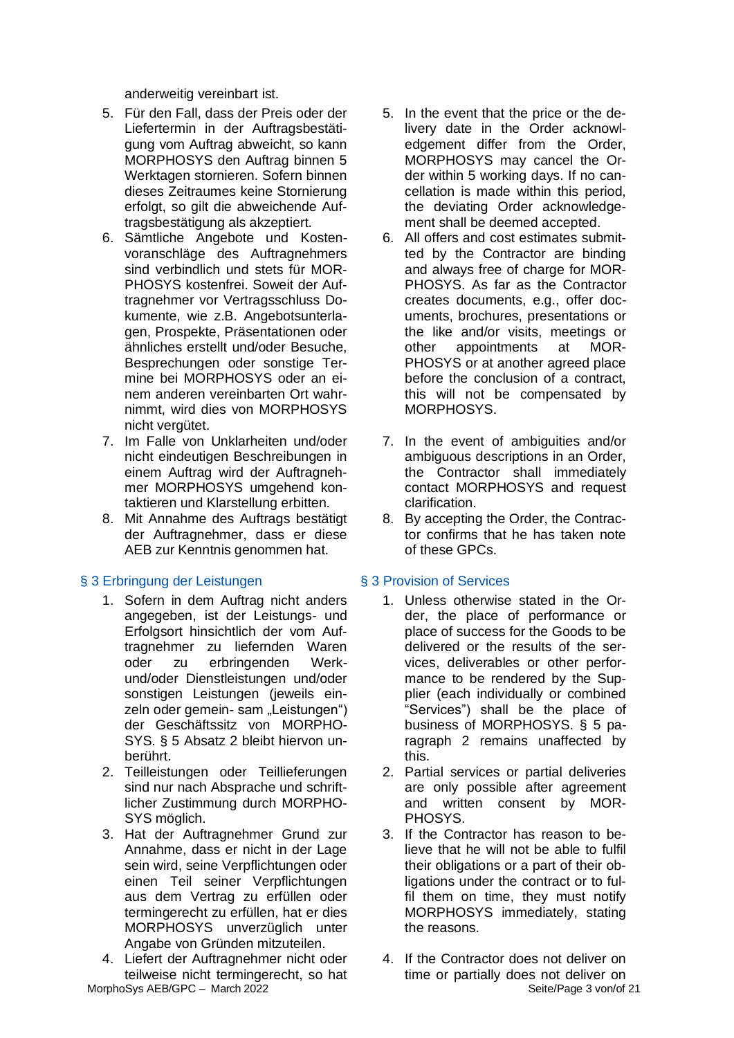anderweitig vereinbart ist.

5. Für den Fall, dass der Preis oder der Liefertermin in der Auftragsbestätigung vom Auftrag abweicht, so kann MORPHOSYS den Auftrag binnen 5 Werktagen stornieren. Sofern binnen dieses Zeitraumes keine Stornierung erfolgt, so gilt die abweichende Auftragsbestätigung als akzeptiert.
6. Sämtliche Angebote und Kostenvoranschläge des Auftragnehmers sind verbindlich und stets für MORPHOSYS kostenfrei. Soweit der Auftragnehmer vor Vertragsschluss Dokumente, wie z.B. Angebotsunterlagen, Prospekte, Präsentationen oder ähnliches erstellt und/oder Besuche, Besprechungen oder sonstige Termine bei MORPHOSYS oder an einem anderen vereinbarten Ort wahrnimmt, wird dies von MORPHOSYS nicht vergütet.
7. Im Falle von Unklarheiten und/oder nicht eindeutigen Beschreibungen in einem Auftrag wird der Auftragnehmer MORPHOSYS umgehend kontaktieren und Klarstellung erbitten.
8. Mit Annahme des Auftrags bestätigt der Auftragnehmer, dass er diese AEB zur Kenntnis genommen hat.

## § 3 Erbringung der Leistungen

1. Sofern in dem Auftrag nicht anders angegeben, ist der Leistungs- und Erfolgsort hinsichtlich der vom Auftragnehmer zu liefernden Waren oder zu erbringenden Werk- und/oder Dienstleistungen und/oder sonstigen Leistungen (jeweils einzeln oder gemein- sam „Leistungen“) der Geschäftssitz von MORPHOSYS. § 5 Absatz 2 bleibt hiervon unberührt.
2. Teilleistungen oder Teillieferungen sind nur nach Absprache und schriftlicher Zustimmung durch MORPHOSYS möglich.
3. Hat der Auftragnehmer Grund zur Annahme, dass er nicht in der Lage sein wird, seine Verpflichtungen oder einen Teil seiner Verpflichtungen aus dem Vertrag zu erfüllen oder termingerecht zu erfüllen, hat er dies MORPHOSYS unverzüglich unter Angabe von Gründen mitzuteilen.
4. Liefert der Auftragnehmer nicht oder teilweise nicht termingerecht, so hat

5. In the event that the price or the delivery date in the Order acknowledgement differ from the Order, MORPHOSYS may cancel the Order within 5 working days. If no cancellation is made within this period, the deviating Order acknowledgement shall be deemed accepted.
6. All offers and cost estimates submitted by the Contractor are binding and always free of charge for MORPHOSYS. As far as the Contractor creates documents, e.g., offer documents, brochures, presentations or the like and/or visits, meetings or other appointments at MORPHOSYS or at another agreed place before the conclusion of a contract, this will not be compensated by MORPHOSYS.
7. In the event of ambiguities and/or ambiguous descriptions in an Order, the Contractor shall immediately contact MORPHOSYS and request clarification.
8. By accepting the Order, the Contractor confirms that he has taken note of these GPCs.

## § 3 Provision of Services

1. Unless otherwise stated in the Order, the place of performance or place of success for the Goods to be delivered or the results of the services, deliverables or other performance to be rendered by the Supplier (each individually or combined "Services") shall be the place of business of MORPHOSYS. § 5 paragraph 2 remains unaffected by this.
2. Partial services or partial deliveries are only possible after agreement and written consent by MORPHOSYS.
3. If the Contractor has reason to believe that he will not be able to fulfil their obligations or a part of their obligations under the contract or to fulfil them on time, they must notify MORPHOSYS immediately, stating the reasons.
4. If the Contractor does not deliver on time or partially does not deliver on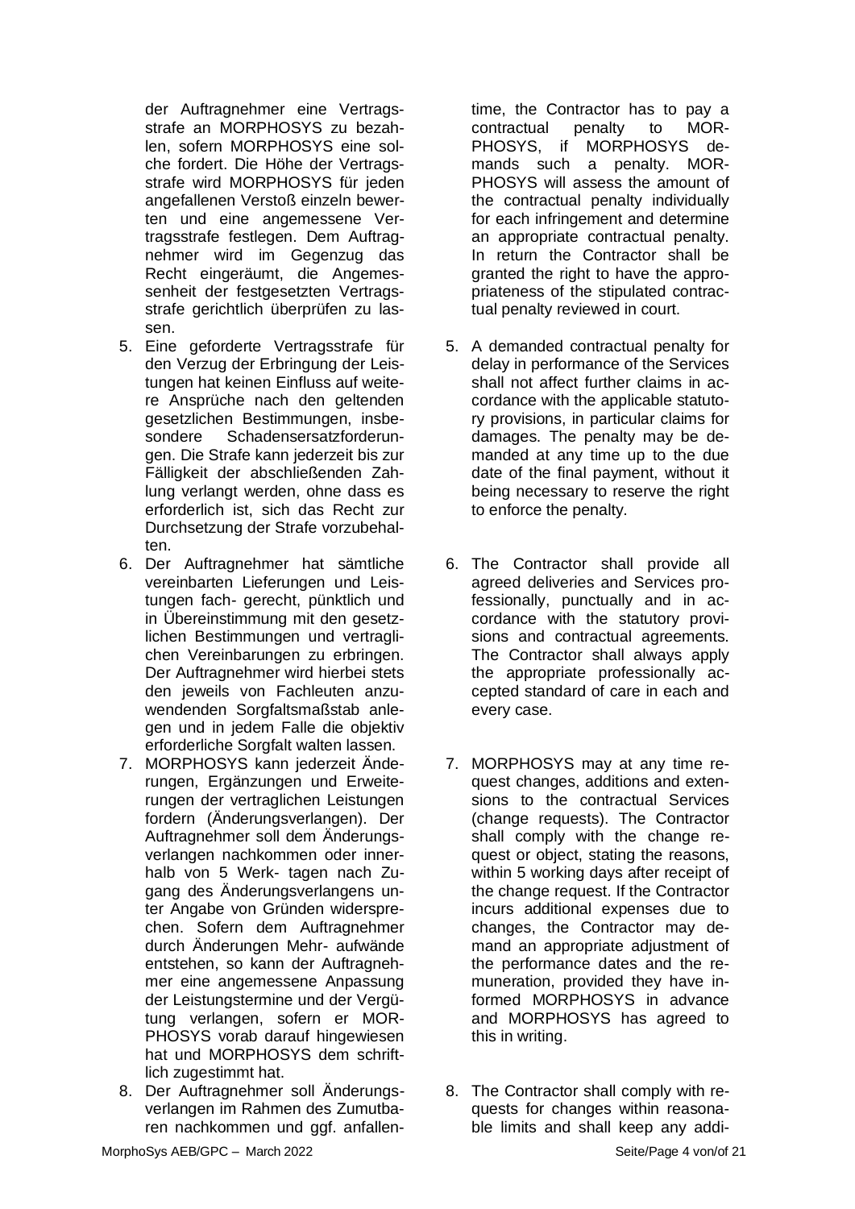der Auftragnehmer eine Vertragsstrafe an MORPHOSYS zu bezahlen, sofern MORPHOSYS eine solche fordert. Die Höhe der Vertragsstrafe wird MORPHOSYS für jeden angefallenen Verstoß einzeln bewerten und eine angemessene Vertragsstrafe festlegen. Dem Auftragnehmer wird im Gegenzug das Recht eingeräumt, die Angemessenheit der festgesetzten Vertragsstrafe gerichtlich überprüfen zu lassen.

5. Eine geforderte Vertragsstrafe für den Verzug der Erbringung der Leistungen hat keinen Einfluss auf weitere Ansprüche nach den geltenden gesetzlichen Bestimmungen, insbesondere Schadensersatzforderungen. Die Strafe kann jederzeit bis zur Fälligkeit der abschließenden Zahlung verlangt werden, ohne dass es erforderlich ist, sich das Recht zur Durchsetzung der Strafe vorzubehalten.
6. Der Auftragnehmer hat sämtliche vereinbarten Lieferungen und Leistungen fach- gerecht, pünktlich und in Übereinstimmung mit den gesetzlichen Bestimmungen und vertraglichen Vereinbarungen zu erbringen. Der Auftragnehmer wird hierbei stets den jeweils von Fachleuten anzuwendenden Sorgfaltsmaßstab anlegen und in jedem Falle die objektiv erforderliche Sorgfalt walten lassen.
7. MORPHOSYS kann jederzeit Änderungen, Ergänzungen und Erweiterungen der vertraglichen Leistungen fordern (Änderungsverlangen). Der Auftragnehmer soll dem Änderungsverlangen nachkommen oder innerhalb von 5 Werk- tagen nach Zugang des Änderungsverlangens unter Angabe von Gründen widersprechen. Sofern dem Auftragnehmer durch Änderungen Mehr- aufwände entstehen, so kann der Auftragnehmer eine angemessene Anpassung der Leistungstermine und der Vergütung verlangen, sofern er MORPHOSYS vorab darauf hingewiesen hat und MORPHOSYS dem schriftlich zugestimmt hat.
8. Der Auftragnehmer soll Änderungsverlangen im Rahmen des Zumutbaren nachkommen und ggf. anfallen-

time, the Contractor has to pay a contractual penalty to MORPHOSYS, if MORPHOSYS demands such a penalty. MORPHOSYS will assess the amount of the contractual penalty individually for each infringement and determine an appropriate contractual penalty. In return the Contractor shall be granted the right to have the appropriateness of the stipulated contractual penalty reviewed in court.

5. A demanded contractual penalty for delay in performance of the Services shall not affect further claims in accordance with the applicable statutory provisions, in particular claims for damages. The penalty may be demanded at any time up to the due date of the final payment, without it being necessary to reserve the right to enforce the penalty.
6. The Contractor shall provide all agreed deliveries and Services professionally, punctually and in accordance with the statutory provisions and contractual agreements. The Contractor shall always apply the appropriate professionally accepted standard of care in each and every case.
7. MORPHOSYS may at any time request changes, additions and extensions to the contractual Services (change requests). The Contractor shall comply with the change request or object, stating the reasons, within 5 working days after receipt of the change request. If the Contractor incurs additional expenses due to changes, the Contractor may demand an appropriate adjustment of the performance dates and the remuneration, provided they have informed MORPHOSYS in advance and MORPHOSYS has agreed to this in writing.
8. The Contractor shall comply with requests for changes within reasonable limits and shall keep any addi-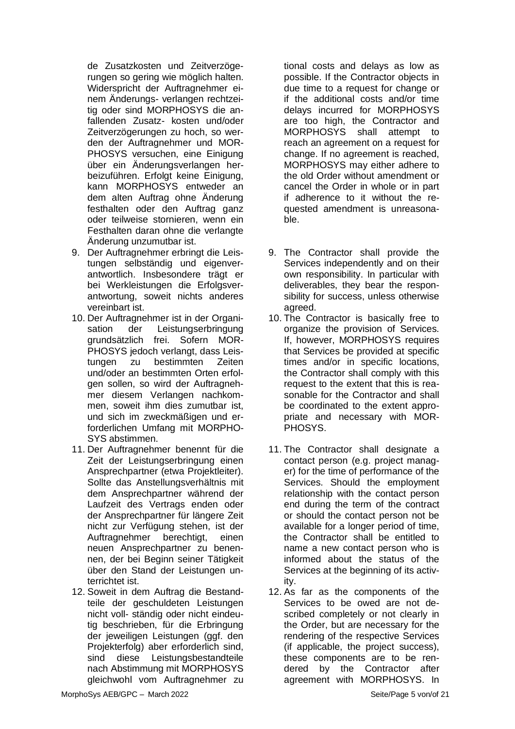de Zusatzkosten und Zeitverzögerungen so gering wie möglich halten. Widerspricht der Auftragnehmer einem Änderungs- verlangen rechtzeitig oder sind MORPHOSYS die anfallenden Zusatz- kosten und/oder Zeitverzögerungen zu hoch, so werden der Auftragnehmer und MORPHOSYS versuchen, eine Einigung über ein Änderungsverlangen herbeizuführen. Erfolgt keine Einigung, kann MORPHOSYS entweder an dem alten Auftrag ohne Änderung festhalten oder den Auftrag ganz oder teilweise stornieren, wenn ein Festhalten daran ohne die verlangte Änderung unzumutbar ist.

9. Der Auftragnehmer erbringt die Leistungen selbständig und eigenverantwortlich. Insbesondere trägt er bei Werkleistungen die Erfolgsverantwortung, soweit nichts anderes vereinbart ist.
10. Der Auftragnehmer ist in der Organisation der Leistungserbringung grundsätzlich frei. Sofern MORPHOSYS jedoch verlangt, dass Leistungen zu bestimmten Zeiten und/oder an bestimmten Orten erfolgen sollen, so wird der Auftragnehmer diesem Verlangen nachkommen, soweit ihm dies zumutbar ist, und sich im zweckmäßigen und erforderlichen Umfang mit MORPHOSYS abstimmen.
11. Der Auftragnehmer benennt für die Zeit der Leistungserbringung einen Ansprechpartner (etwa Projektleiter). Sollte das Anstellungsverhältnis mit dem Ansprechpartner während der Laufzeit des Vertrags enden oder der Ansprechpartner für längere Zeit nicht zur Verfügung stehen, ist der Auftragnehmer berechtigt, einen neuen Ansprechpartner zu benennen, der bei Beginn seiner Tätigkeit über den Stand der Leistungen unterrichtet ist.
12. Soweit in dem Auftrag die Bestandteile der geschuldeten Leistungen nicht voll- ständig oder nicht eindeutig beschrieben, für die Erbringung der jeweiligen Leistungen (ggf. den Projekterfolg) aber erforderlich sind, sind diese Leistungsbestandteile nach Abstimmung mit MORPHOSYS gleichwohl vom Auftragnehmer zu

tional costs and delays as low as possible. If the Contractor objects in due time to a request for change or if the additional costs and/or time delays incurred for MORPHOSYS are too high, the Contractor and MORPHOSYS shall attempt to reach an agreement on a request for change. If no agreement is reached, MORPHOSYS may either adhere to the old Order without amendment or cancel the Order in whole or in part if adherence to it without the requested amendment is unreasonable.

9. The Contractor shall provide the Services independently and on their own responsibility. In particular with deliverables, they bear the responsibility for success, unless otherwise agreed.
10. The Contractor is basically free to organize the provision of Services. If, however, MORPHOSYS requires that Services be provided at specific times and/or in specific locations, the Contractor shall comply with this request to the extent that this is reasonable for the Contractor and shall be coordinated to the extent appropriate and necessary with MORPHOSYS.
11. The Contractor shall designate a contact person (e.g. project manager) for the time of performance of the Services. Should the employment relationship with the contact person end during the term of the contract or should the contact person not be available for a longer period of time, the Contractor shall be entitled to name a new contact person who is informed about the status of the Services at the beginning of its activity.
12. As far as the components of the Services to be owed are not described completely or not clearly in the Order, but are necessary for the rendering of the respective Services (if applicable, the project success), these components are to be rendered by the Contractor after agreement with MORPHOSYS. In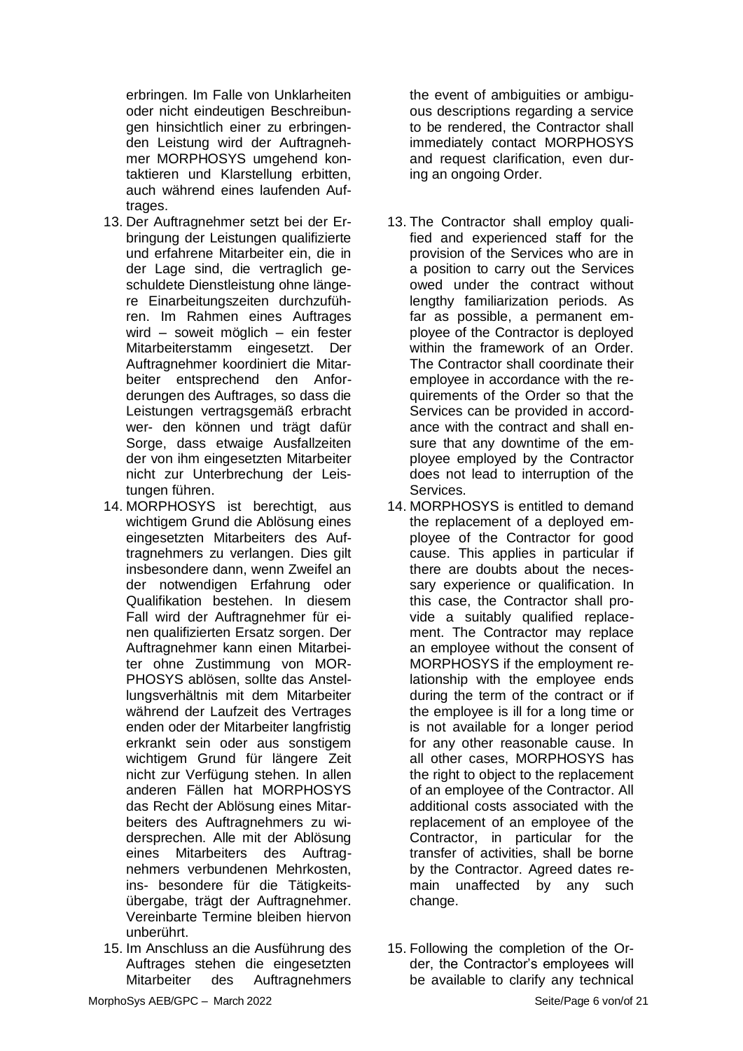erbringen. Im Falle von Unklarheiten oder nicht eindeutigen Beschreibungen hinsichtlich einer zu erbringenden Leistung wird der Auftragnehmer MORPHOSYS umgehend kontaktieren und Klarstellung erbitten, auch während eines laufenden Auftrages.

13. Der Auftragnehmer setzt bei der Erbringung der Leistungen qualifizierte und erfahrene Mitarbeiter ein, die in der Lage sind, die vertraglich geschuldete Dienstleistung ohne längere Einarbeitungszeiten durchzuführen. Im Rahmen eines Auftrages wird – soweit möglich – ein fester Mitarbeiterstamm eingesetzt. Der Auftragnehmer koordiniert die Mitarbeiter entsprechend den Anforderungen des Auftrages, so dass die Leistungen vertragsgemäß erbracht wer- den können und trägt dafür Sorge, dass etwaige Ausfallzeiten der von ihm eingesetzten Mitarbeiter nicht zur Unterbrechung der Leistungen führen.
14. MORPHOSYS ist berechtigt, aus wichtigem Grund die Ablösung eines eingesetzten Mitarbeiters des Auftragnehmers zu verlangen. Dies gilt insbesondere dann, wenn Zweifel an der notwendigen Erfahrung oder Qualifikation bestehen. In diesem Fall wird der Auftragnehmer für einen qualifizierten Ersatz sorgen. Der Auftragnehmer kann einen Mitarbeiter ohne Zustimmung von MORPHOSYS ablösen, sollte das Anstellungsverhältnis mit dem Mitarbeiter während der Laufzeit des Vertrages enden oder der Mitarbeiter langfristig erkrankt sein oder aus sonstigem wichtigem Grund für längere Zeit nicht zur Verfügung stehen. In allen anderen Fällen hat MORPHOSYS das Recht der Ablösung eines Mitarbeiters des Auftragnehmers zu widersprechen. Alle mit der Ablösung eines Mitarbeiters des Auftragnehmers verbundenen Mehrkosten, ins- besondere für die Tätigkeitsübergabe, trägt der Auftragnehmer. Vereinbarte Termine bleiben hiervon unberührt.
15. Im Anschluss an die Ausführung des Auftrages stehen die eingesetzten Mitarbeiter des Auftragnehmers

the event of ambiguities or ambiguous descriptions regarding a service to be rendered, the Contractor shall immediately contact MORPHOSYS and request clarification, even during an ongoing Order.

13. The Contractor shall employ qualified and experienced staff for the provision of the Services who are in a position to carry out the Services owed under the contract without lengthy familiarization periods. As far as possible, a permanent employee of the Contractor is deployed within the framework of an Order. The Contractor shall coordinate their employee in accordance with the requirements of the Order so that the Services can be provided in accordance with the contract and shall ensure that any downtime of the employee employed by the Contractor does not lead to interruption of the Services.
14. MORPHOSYS is entitled to demand the replacement of a deployed employee of the Contractor for good cause. This applies in particular if there are doubts about the necessary experience or qualification. In this case, the Contractor shall provide a suitably qualified replacement. The Contractor may replace an employee without the consent of MORPHOSYS if the employment relationship with the employee ends during the term of the contract or if the employee is ill for a long time or is not available for a longer period for any other reasonable cause. In all other cases, MORPHOSYS has the right to object to the replacement of an employee of the Contractor. All additional costs associated with the replacement of an employee of the Contractor, in particular for the transfer of activities, shall be borne by the Contractor. Agreed dates remain unaffected by any such change.
15. Following the completion of the Order, the Contractor's employees will be available to clarify any technical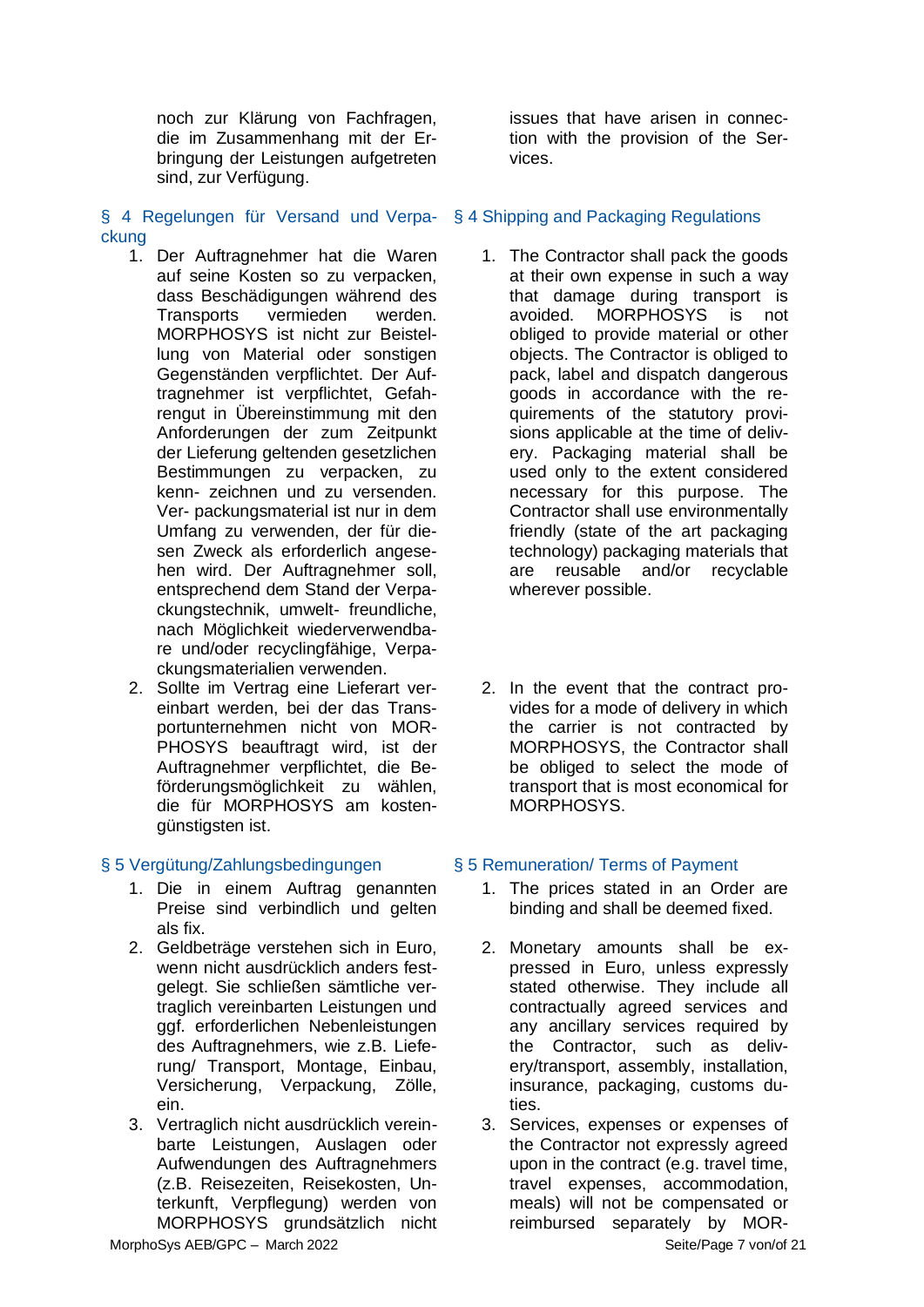noch zur Klärung von Fachfragen, die im Zusammenhang mit der Erbringung der Leistungen aufgetreten sind, zur Verfügung.

issues that have arisen in connection with the provision of the Services.

## § 4 Regelungen für Versand und Verpackung

## § 4 Shipping and Packaging Regulations

1. Der Auftragnehmer hat die Waren auf seine Kosten so zu verpacken, dass Beschädigungen während des Transports vermieden werden. MORPHOSYS ist nicht zur Beistellung von Material oder sonstigen Gegenständen verpflichtet. Der Auftragnehmer ist verpflichtet, Gefahrengut in Übereinstimmung mit den Anforderungen der zum Zeitpunkt der Lieferung geltenden gesetzlichen Bestimmungen zu verpacken, zu kenn- zeichnen und zu versenden. Ver- packungsmaterial ist nur in dem Umfang zu verwenden, der für diesen Zweck als erforderlich angesehen wird. Der Auftragnehmer soll, entsprechend dem Stand der Verpackungstechnik, umwelt- freundliche, nach Möglichkeit wiederverwendbare und/oder recyclingfähige, Verpackungsmaterialien verwenden.
2. Sollte im Vertrag eine Lieferart vereinbart werden, bei der das Transportunternehmen nicht von MORPHOSYS beauftragt wird, ist der Auftragnehmer verpflichtet, die Beförderungsmöglichkeit zu wählen, die für MORPHOSYS am kostengünstigsten ist.

1. The Contractor shall pack the goods at their own expense in such a way that damage during transport is avoided. MORPHOSYS is not obliged to provide material or other objects. The Contractor is obliged to pack, label and dispatch dangerous goods in accordance with the requirements of the statutory provisions applicable at the time of delivery. Packaging material shall be used only to the extent considered necessary for this purpose. The Contractor shall use environmentally friendly (state of the art packaging technology) packaging materials that are reusable and/or recyclable wherever possible.
2. In the event that the contract provides for a mode of delivery in which the carrier is not contracted by MORPHOSYS, the Contractor shall be obliged to select the mode of transport that is most economical for MORPHOSYS.

## § 5 Vergütung/Zahlungsbedingungen

## § 5 Remuneration/ Terms of Payment

1. Die in einem Auftrag genannten Preise sind verbindlich und gelten als fix.
2. Geldbeträge verstehen sich in Euro, wenn nicht ausdrücklich anders festgelegt. Sie schließen sämtliche vertraglich vereinbarten Leistungen und ggf. erforderlichen Nebenleistungen des Auftragnehmers, wie z.B. Lieferung/ Transport, Montage, Einbau, Versicherung, Verpackung, Zölle, ein.
3. Vertraglich nicht ausdrücklich vereinbarte Leistungen, Auslagen oder Aufwendungen des Auftragnehmers (z.B. Reisezeiten, Reisekosten, Unterkunft, Verpflegung) werden von MORPHOSYS grundsätzlich nicht

1. The prices stated in an Order are binding and shall be deemed fixed.
2. Monetary amounts shall be expressed in Euro, unless expressly stated otherwise. They include all contractually agreed services and any ancillary services required by the Contractor, such as delivery/transport, assembly, installation, insurance, packaging, customs duties.
3. Services, expenses or expenses of the Contractor not expressly agreed upon in the contract (e.g. travel time, travel expenses, accommodation, meals) will not be compensated or reimbursed separately by MOR-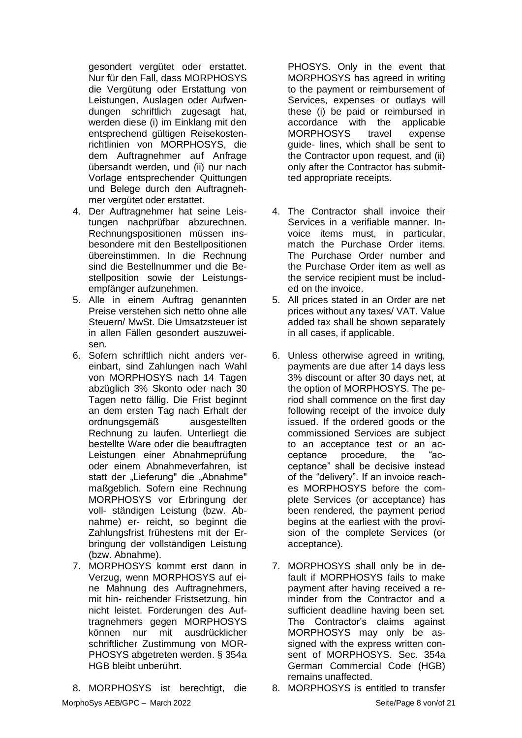gesondert vergütet oder erstattet. Nur für den Fall, dass MORPHOSYS die Vergütung oder Erstattung von Leistungen, Auslagen oder Aufwendungen schriftlich zugesagt hat, werden diese (i) im Einklang mit den entsprechend gültigen Reisekostenrichtlinien von MORPHOSYS, die dem Auftragnehmer auf Anfrage übersandt werden, und (ii) nur nach Vorlage entsprechender Quittungen und Belege durch den Auftragnehmer vergütet oder erstattet.

4. Der Auftragnehmer hat seine Leistungen nachprüfbar abzurechnen. Rechnungspositionen müssen insbesondere mit den Bestellpositionen übereinstimmen. In die Rechnung sind die Bestellnummer und die Bestellposition sowie der Leistungsempfänger aufzunehmen.
5. Alle in einem Auftrag genannten Preise verstehen sich netto ohne alle Steuern/ MwSt. Die Umsatzsteuer ist in allen Fällen gesondert auszuweisen.
6. Sofern schriftlich nicht anders vereinbart, sind Zahlungen nach Wahl von MORPHOSYS nach 14 Tagen abzüglich 3% Skonto oder nach 30 Tagen netto fällig. Die Frist beginnt an dem ersten Tag nach Erhalt der ordnungsgemäß ausgestellten Rechnung zu laufen. Unterliegt die bestellte Ware oder die beauftragten Leistungen einer Abnahmeprüfung oder einem Abnahmeverfahren, ist statt der „Lieferung" die „Abnahme" maßgeblich. Sofern eine Rechnung MORPHOSYS vor Erbringung der vollständigen Leistung (bzw. Abnahme) erreicht, so beginnt die Zahlungsfrist frühestens mit der Erbringung der vollständigen Leistung (bzw. Abnahme).
7. MORPHOSYS kommt erst dann in Verzug, wenn MORPHOSYS auf eine Mahnung des Auftragnehmers, mit hinreichender Fristsetzung, hin nicht leistet. Forderungen des Auftragnehmers gegen MORPHOSYS können nur mit ausdrücklicher schriftlicher Zustimmung von MORPHOSYS abgetreten werden. § 354a HGB bleibt unberührt.
8. MORPHOSYS ist berechtigt, die

PHOSYS. Only in the event that MORPHOSYS has agreed in writing to the payment or reimbursement of Services, expenses or outlays will these (i) be paid or reimbursed in accordance with the applicable MORPHOSYS travel expense guidelines, which shall be sent to the Contractor upon request, and (ii) only after the Contractor has submitted appropriate receipts.

4. The Contractor shall invoice their Services in a verifiable manner. Invoice items must, in particular, match the Purchase Order items. The Purchase Order number and the Purchase Order item as well as the service recipient must be included on the invoice.
5. All prices stated in an Order are net prices without any taxes/ VAT. Value added tax shall be shown separately in all cases, if applicable.
6. Unless otherwise agreed in writing, payments are due after 14 days less 3% discount or after 30 days net, at the option of MORPHOSYS. The period shall commence on the first day following receipt of the invoice duly issued. If the ordered goods or the commissioned Services are subject to an acceptance test or an acceptance procedure, the "acceptance" shall be decisive instead of the "delivery". If an invoice reaches MORPHOSYS before the complete Services (or acceptance) has been rendered, the payment period begins at the earliest with the provision of the complete Services (or acceptance).
7. MORPHOSYS shall only be in default if MORPHOSYS fails to make payment after having received a reminder from the Contractor and a sufficient deadline having been set. The Contractor's claims against MORPHOSYS may only be assigned with the express written consent of MORPHOSYS. Sec. 354a German Commercial Code (HGB) remains unaffected.
8. MORPHOSYS is entitled to transfer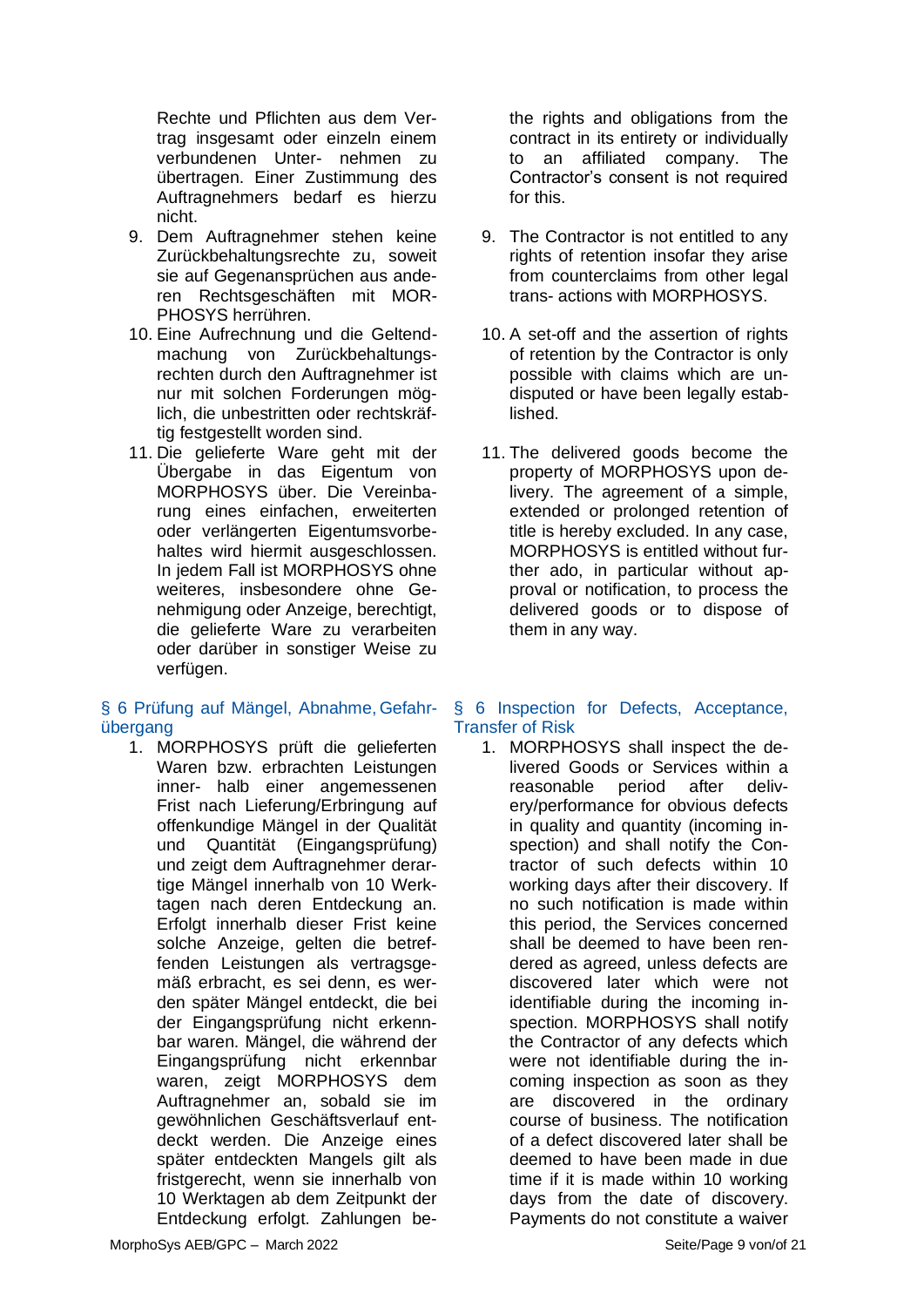Rechte und Pflichten aus dem Vertrag insgesamt oder einzeln einem verbundenen Unter- nehmen zu übertragen. Einer Zustimmung des Auftragnehmers bedarf es hierzu nicht.

9. Dem Auftragnehmer stehen keine Zurückbehaltungsrechte zu, soweit sie auf Gegenansprüchen aus anderen Rechtsgeschäften mit MORPHOSYS herrühren.
10. Eine Aufrechnung und die Geltendmachung von Zurückbehaltungsrechten durch den Auftragnehmer ist nur mit solchen Forderungen möglich, die unbestritten oder rechtskräftig festgestellt worden sind.
11. Die gelieferte Ware geht mit der Übergabe in das Eigentum von MORPHOSYS über. Die Vereinbarung eines einfachen, erweiterten oder verlängerten Eigentumsvorbehaltes wird hiermit ausgeschlossen. In jedem Fall ist MORPHOSYS ohne weiteres, insbesondere ohne Genehmigung oder Anzeige, berechtigt, die gelieferte Ware zu verarbeiten oder darüber in sonstiger Weise zu verfügen.

## § 6 Prüfung auf Mängel, Abnahme, Gefahrübergang

1. MORPHOSYS prüft die gelieferten Waren bzw. erbrachten Leistungen inner- halb einer angemessenen Frist nach Lieferung/Erbringung auf offenkundige Mängel in der Qualität und Quantität (Eingangsprüfung) und zeigt dem Auftragnehmer derartige Mängel innerhalb von 10 Werktagen nach deren Entdeckung an. Erfolgt innerhalb dieser Frist keine solche Anzeige, gelten die betreffenden Leistungen als vertragsgemäß erbracht, es sei denn, es werden später Mängel entdeckt, die bei der Eingangsprüfung nicht erkennbar waren. Mängel, die während der Eingangsprüfung nicht erkennbar waren, zeigt MORPHOSYS dem Auftragnehmer an, sobald sie im gewöhnlichen Geschäftsverlauf entdeckt werden. Die Anzeige eines später entdeckten Mangels gilt als fristgerecht, wenn sie innerhalb von 10 Werktagen ab dem Zeitpunkt der Entdeckung erfolgt. Zahlungen be-

the rights and obligations from the contract in its entirety or individually to an affiliated company. The Contractor's consent is not required for this.

9. The Contractor is not entitled to any rights of retention insofar they arise from counterclaims from other legal trans- actions with MORPHOSYS.
10. A set-off and the assertion of rights of retention by the Contractor is only possible with claims which are undisputed or have been legally established.
11. The delivered goods become the property of MORPHOSYS upon delivery. The agreement of a simple, extended or prolonged retention of title is hereby excluded. In any case, MORPHOSYS is entitled without further ado, in particular without approval or notification, to process the delivered goods or to dispose of them in any way.

## § 6 Inspection for Defects, Acceptance, Transfer of Risk

1. MORPHOSYS shall inspect the delivered Goods or Services within a reasonable period after delivery/performance for obvious defects in quality and quantity (incoming inspection) and shall notify the Contractor of such defects within 10 working days after their discovery. If no such notification is made within this period, the Services concerned shall be deemed to have been rendered as agreed, unless defects are discovered later which were not identifiable during the incoming inspection. MORPHOSYS shall notify the Contractor of any defects which were not identifiable during the incoming inspection as soon as they are discovered in the ordinary course of business. The notification of a defect discovered later shall be deemed to have been made in due time if it is made within 10 working days from the date of discovery. Payments do not constitute a waiver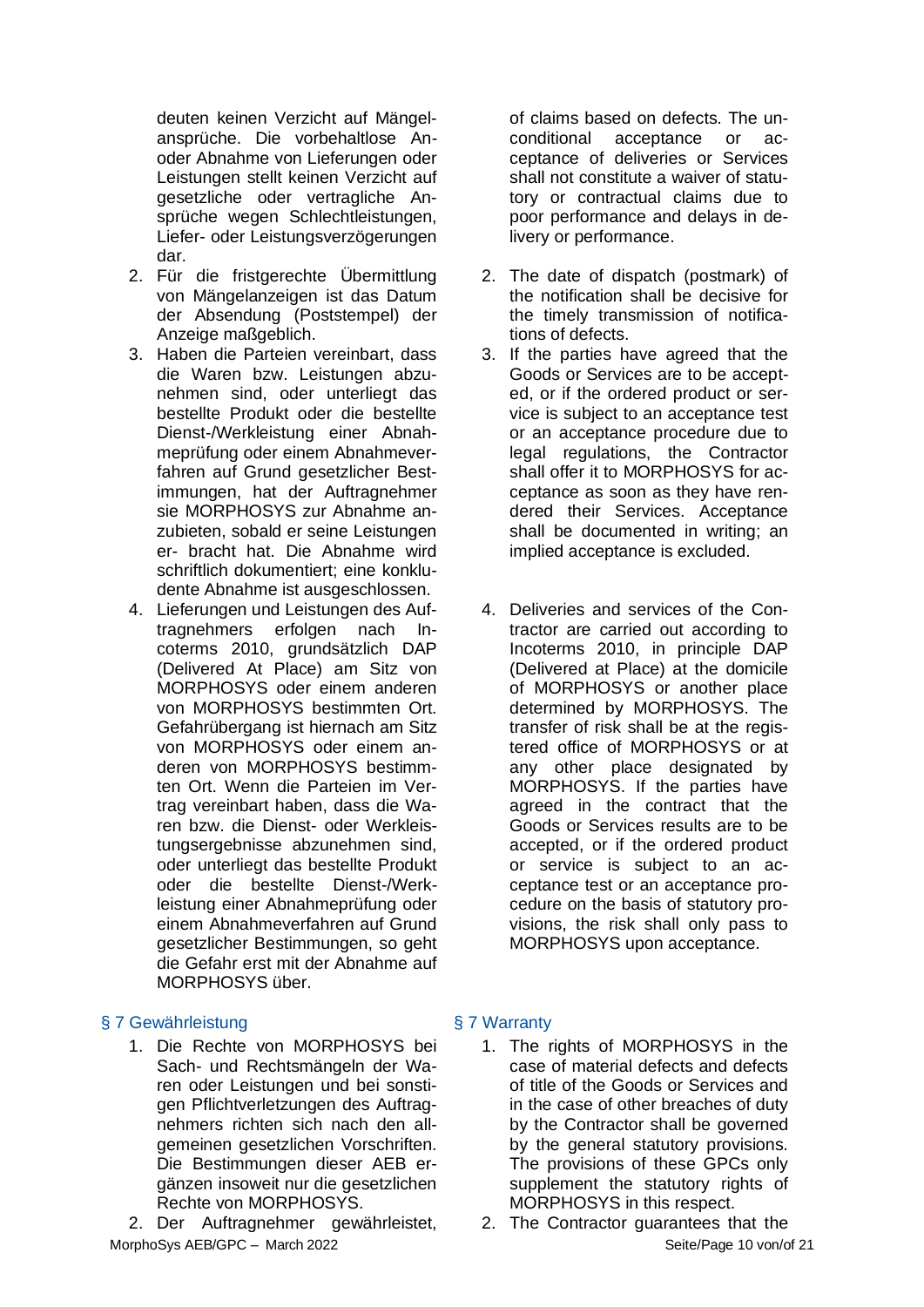deuten keinen Verzicht auf Mängelansprüche. Die vorbehaltlose An- oder Abnahme von Lieferungen oder Leistungen stellt keinen Verzicht auf gesetzliche oder vertragliche Ansprüche wegen Schlechtleistungen, Liefer- oder Leistungsverzögerungen dar.

2. Für die fristgerechte Übermittlung von Mängelanzeigen ist das Datum der Absendung (Poststempel) der Anzeige maßgeblich.
3. Haben die Parteien vereinbart, dass die Waren bzw. Leistungen abzunehmen sind, oder unterliegt das bestellte Produkt oder die bestellte Dienst-/Werkleistung einer Abnahmeprüfung oder einem Abnahmeverfahren auf Grund gesetzlicher Bestimmungen, hat der Auftragnehmer sie MORPHOSYS zur Abnahme anzubieten, sobald er seine Leistungen er- bracht hat. Die Abnahme wird schriftlich dokumentiert; eine konkludente Abnahme ist ausgeschlossen.
4. Lieferungen und Leistungen des Auftragnehmers erfolgen nach Incoterms 2010, grundsätzlich DAP (Delivered At Place) am Sitz von MORPHOSYS oder einem anderen von MORPHOSYS bestimmten Ort. Gefahrübergang ist hiernach am Sitz von MORPHOSYS oder einem anderen von MORPHOSYS bestimmten Ort. Wenn die Parteien im Vertrag vereinbart haben, dass die Waren bzw. die Dienst- oder Werkleistungsergebnisse abzunehmen sind, oder unterliegt das bestellte Produkt oder die bestellte Dienst-/Werkleistung einer Abnahmeprüfung oder einem Abnahmeverfahren auf Grund gesetzlicher Bestimmungen, so geht die Gefahr erst mit der Abnahme auf MORPHOSYS über.

of claims based on defects. The unconditional acceptance or acceptance of deliveries or Services shall not constitute a waiver of statutory or contractual claims due to poor performance and delays in delivery or performance.

2. The date of dispatch (postmark) of the notification shall be decisive for the timely transmission of notifications of defects.
3. If the parties have agreed that the Goods or Services are to be accepted, or if the ordered product or service is subject to an acceptance test or an acceptance procedure due to legal regulations, the Contractor shall offer it to MORPHOSYS for acceptance as soon as they have rendered their Services. Acceptance shall be documented in writing; an implied acceptance is excluded.
4. Deliveries and services of the Contractor are carried out according to Incoterms 2010, in principle DAP (Delivered at Place) at the domicile of MORPHOSYS or another place determined by MORPHOSYS. The transfer of risk shall be at the registered office of MORPHOSYS or at any other place designated by MORPHOSYS. If the parties have agreed in the contract that the Goods or Services results are to be accepted, or if the ordered product or service is subject to an acceptance test or an acceptance procedure on the basis of statutory provisions, the risk shall only pass to MORPHOSYS upon acceptance.

## § 7 Gewährleistung

1. Die Rechte von MORPHOSYS bei Sach- und Rechtsmängeln der Waren oder Leistungen und bei sonstigen Pflichtverletzungen des Auftragnehmers richten sich nach den allgemeinen gesetzlichen Vorschriften. Die Bestimmungen dieser AEB ergänzen insoweit nur die gesetzlichen Rechte von MORPHOSYS.
2. Der Auftragnehmer gewährleistet,

## § 7 Warranty

1. The rights of MORPHOSYS in the case of material defects and defects of title of the Goods or Services and in the case of other breaches of duty by the Contractor shall be governed by the general statutory provisions. The provisions of these GPCs only supplement the statutory rights of MORPHOSYS in this respect.
2. The Contractor guarantees that the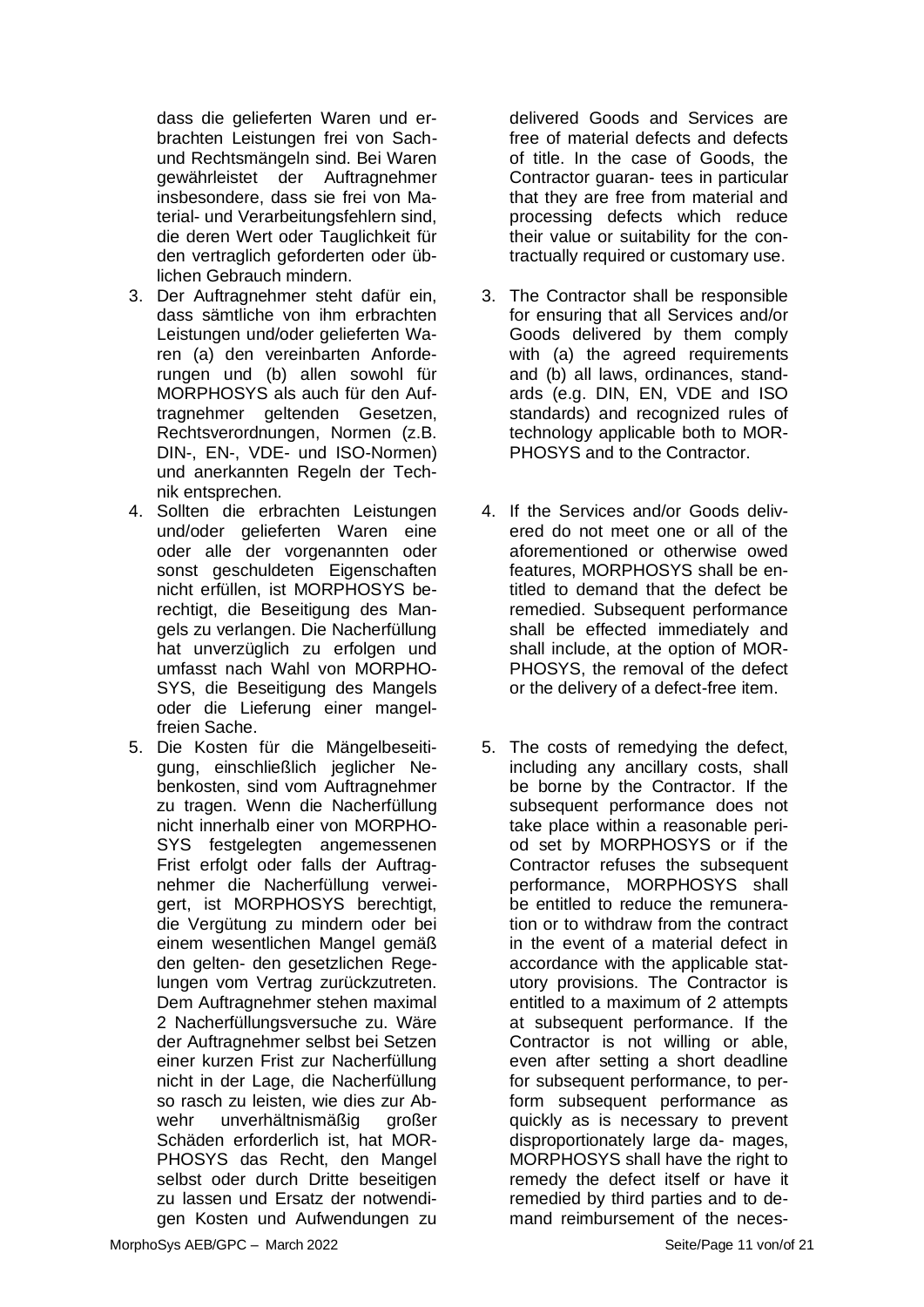dass die gelieferten Waren und erbrachten Leistungen frei von Sach- und Rechtsmängeln sind. Bei Waren gewährleistet der Auftragnehmer insbesondere, dass sie frei von Material- und Verarbeitungsfehlern sind, die deren Wert oder Tauglichkeit für den vertraglich geforderten oder üblichen Gebrauch mindern.

3. Der Auftragnehmer steht dafür ein, dass sämtliche von ihm erbrachten Leistungen und/oder gelieferten Waren (a) den vereinbarten Anforderungen und (b) allen sowohl für MORPHOSYS als auch für den Auftragnehmer geltenden Gesetzen, Rechtsverordnungen, Normen (z.B. DIN-, EN-, VDE- und ISO-Normen) und anerkannten Regeln der Technik entsprechen.
4. Sollten die erbrachten Leistungen und/oder gelieferten Waren eine oder alle der vorgenannten oder sonst geschuldeten Eigenschaften nicht erfüllen, ist MORPHOSYS berechtigt, die Beseitigung des Mangels zu verlangen. Die Nacherfüllung hat unverzüglich zu erfolgen und umfasst nach Wahl von MORPHOSYS, die Beseitigung des Mangels oder die Lieferung einer mangelfreien Sache.
5. Die Kosten für die Mängelbeseitigung, einschließlich jeglicher Nebenkosten, sind vom Auftragnehmer zu tragen. Wenn die Nacherfüllung nicht innerhalb einer von MORPHOSYS festgelegten angemessenen Frist erfolgt oder falls der Auftragnehmer die Nacherfüllung verweigert, ist MORPHOSYS berechtigt, die Vergütung zu mindern oder bei einem wesentlichen Mangel gemäß den gelten- den gesetzlichen Regelungen vom Vertrag zurückzutreten. Dem Auftragnehmer stehen maximal 2 Nacherfüllungsversuche zu. Wäre der Auftragnehmer selbst bei Setzen einer kurzen Frist zur Nacherfüllung nicht in der Lage, die Nacherfüllung so rasch zu leisten, wie dies zur Abwehr unverhältnismäßig großer Schäden erforderlich ist, hat MORPHOSYS das Recht, den Mangel selbst oder durch Dritte beseitigen zu lassen und Ersatz der notwendigen Kosten und Aufwendungen zu

delivered Goods and Services are free of material defects and defects of title. In the case of Goods, the Contractor guaran- tees in particular that they are free from material and processing defects which reduce their value or suitability for the contractually required or customary use.

3. The Contractor shall be responsible for ensuring that all Services and/or Goods delivered by them comply with (a) the agreed requirements and (b) all laws, ordinances, standards (e.g. DIN, EN, VDE and ISO standards) and recognized rules of technology applicable both to MORPHOSYS and to the Contractor.
4. If the Services and/or Goods delivered do not meet one or all of the aforementioned or otherwise owed features, MORPHOSYS shall be entitled to demand that the defect be remedied. Subsequent performance shall be effected immediately and shall include, at the option of MORPHOSYS, the removal of the defect or the delivery of a defect-free item.
5. The costs of remedying the defect, including any ancillary costs, shall be borne by the Contractor. If the subsequent performance does not take place within a reasonable period set by MORPHOSYS or if the Contractor refuses the subsequent performance, MORPHOSYS shall be entitled to reduce the remuneration or to withdraw from the contract in the event of a material defect in accordance with the applicable statutory provisions. The Contractor is entitled to a maximum of 2 attempts at subsequent performance. If the Contractor is not willing or able, even after setting a short deadline for subsequent performance, to perform subsequent performance as quickly as is necessary to prevent disproportionately large da- mages, MORPHOSYS shall have the right to remedy the defect itself or have it remedied by third parties and to demand reimbursement of the neces-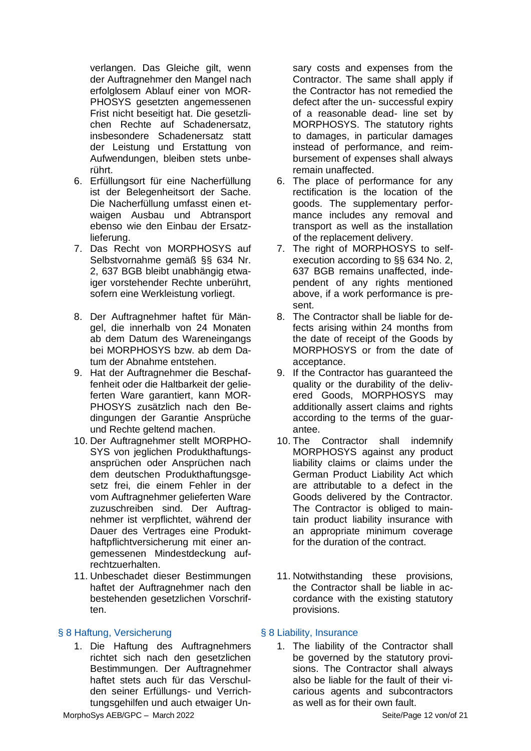verlangen. Das Gleiche gilt, wenn der Auftragnehmer den Mangel nach erfolglosem Ablauf einer von MORPHOSYS gesetzten angemessenen Frist nicht beseitigt hat. Die gesetzlichen Rechte auf Schadenersatz, insbesondere Schadenersatz statt der Leistung und Erstattung von Aufwendungen, bleiben stets unberührt.

6. Erfüllungsort für eine Nacherfüllung ist der Belegenheitsort der Sache. Die Nacherfüllung umfasst einen etwaigen Ausbau und Abtransport ebenso wie den Einbau der Ersatzlieferung.
7. Das Recht von MORPHOSYS auf Selbstvornahme gemäß §§ 634 Nr. 2, 637 BGB bleibt unabhängig etwaiger vorstehender Rechte unberührt, sofern eine Werkleistung vorliegt.
8. Der Auftragnehmer haftet für Mängel, die innerhalb von 24 Monaten ab dem Datum des Wareneingangs bei MORPHOSYS bzw. ab dem Datum der Abnahme entstehen.
9. Hat der Auftragnehmer die Beschaffenheit oder die Haltbarkeit der gelieferten Ware garantiert, kann MORPHOSYS zusätzlich nach den Bedingungen der Garantie Ansprüche und Rechte geltend machen.
10. Der Auftragnehmer stellt MORPHOSYS von jeglichen Produkthaftungsansprüchen oder Ansprüchen nach dem deutschen Produkthaftungsgesetz frei, die einem Fehler in der vom Auftragnehmer gelieferten Ware zuzuschreiben sind. Der Auftragnehmer ist verpflichtet, während der Dauer des Vertrages eine Produkthaftpflichtversicherung mit einer angemessenen Mindestdeckung aufrechtzuerhalten.
11. Unbeschadet dieser Bestimmungen haftet der Auftragnehmer nach den bestehenden gesetzlichen Vorschriften.

## § 8 Haftung, Versicherung

1. Die Haftung des Auftragnehmers richtet sich nach den gesetzlichen Bestimmungen. Der Auftragnehmer haftet stets auch für das Verschulden seiner Erfüllungs- und Verrichtungsgehilfen und auch etwaiger Un-

sary costs and expenses from the Contractor. The same shall apply if the Contractor has not remedied the defect after the un- successful expiry of a reasonable dead- line set by MORPHOSYS. The statutory rights to damages, in particular damages instead of performance, and reimbursement of expenses shall always remain unaffected.

6. The place of performance for any rectification is the location of the goods. The supplementary performance includes any removal and transport as well as the installation of the replacement delivery.
7. The right of MORPHOSYS to self-execution according to §§ 634 No. 2, 637 BGB remains unaffected, independent of any rights mentioned above, if a work performance is present.
8. The Contractor shall be liable for defects arising within 24 months from the date of receipt of the Goods by MORPHOSYS or from the date of acceptance.
9. If the Contractor has guaranteed the quality or the durability of the delivered Goods, MORPHOSYS may additionally assert claims and rights according to the terms of the guarantee.
10. The Contractor shall indemnify MORPHOSYS against any product liability claims or claims under the German Product Liability Act which are attributable to a defect in the Goods delivered by the Contractor. The Contractor is obliged to maintain product liability insurance with an appropriate minimum coverage for the duration of the contract.
11. Notwithstanding these provisions, the Contractor shall be liable in accordance with the existing statutory provisions.

## § 8 Liability, Insurance

1. The liability of the Contractor shall be governed by the statutory provisions. The Contractor shall always also be liable for the fault of their vicarious agents and subcontractors as well as for their own fault.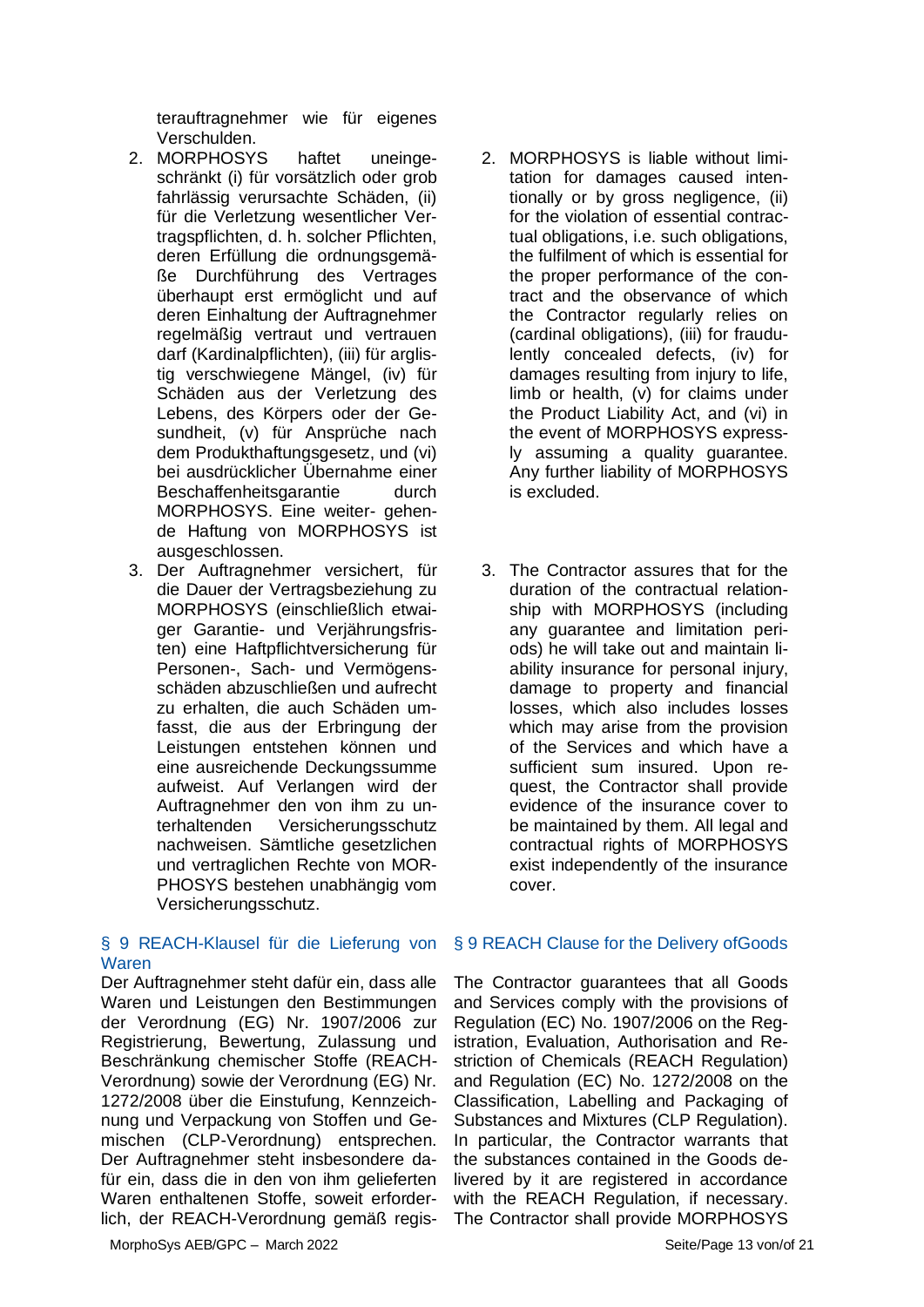terauftragnehmer wie für eigenes Verschulden.

2. MORPHOSYS haftet uneingeschränkt (i) für vorsätzlich oder grob fahrlässig verursachte Schäden, (ii) für die Verletzung wesentlicher Vertragspflichten, d. h. solcher Pflichten, deren Erfüllung die ordnungsgemäße Durchführung des Vertrages überhaupt erst ermöglicht und auf deren Einhaltung der Auftragnehmer regelmäßig vertraut und vertrauen darf (Kardinalpflichten), (iii) für arglistig verschwiegene Mängel, (iv) für Schäden aus der Verletzung des Lebens, des Körpers oder der Gesundheit, (v) für Ansprüche nach dem Produkthaftungsgesetz, und (vi) bei ausdrücklicher Übernahme einer Beschaffenheitsgarantie durch MORPHOSYS. Eine weiter- gehende Haftung von MORPHOSYS ist ausgeschlossen.

3. Der Auftragnehmer versichert, für die Dauer der Vertragsbeziehung zu MORPHOSYS (einschließlich etwaiger Garantie- und Verjährungsfristen) eine Haftpflichtversicherung für Personen-, Sach- und Vermögensschäden abzuschließen und aufrecht zu erhalten, die auch Schäden umfasst, die aus der Erbringung der Leistungen entstehen können und eine ausreichende Deckungssumme aufweist. Auf Verlangen wird der Auftragnehmer den von ihm zu unterhaltenden Versicherungsschutz nachweisen. Sämtliche gesetzlichen und vertraglichen Rechte von MORPHOSYS bestehen unabhängig vom Versicherungsschutz.

2. MORPHOSYS is liable without limitation for damages caused intentionally or by gross negligence, (ii) for the violation of essential contractual obligations, i.e. such obligations, the fulfilment of which is essential for the proper performance of the contract and the observance of which the Contractor regularly relies on (cardinal obligations), (iii) for fraudulently concealed defects, (iv) for damages resulting from injury to life, limb or health, (v) for claims under the Product Liability Act, and (vi) in the event of MORPHOSYS expressly assuming a quality guarantee. Any further liability of MORPHOSYS is excluded.

3. The Contractor assures that for the duration of the contractual relationship with MORPHOSYS (including any guarantee and limitation periods) he will take out and maintain liability insurance for personal injury, damage to property and financial losses, which also includes losses which may arise from the provision of the Services and which have a sufficient sum insured. Upon request, the Contractor shall provide evidence of the insurance cover to be maintained by them. All legal and contractual rights of MORPHOSYS exist independently of the insurance cover.

## § 9 REACH-Klausel für die Lieferung von Waren

Der Auftragnehmer steht dafür ein, dass alle Waren und Leistungen den Bestimmungen der Verordnung (EG) Nr. 1907/2006 zur Registrierung, Bewertung, Zulassung und Beschränkung chemischer Stoffe (REACH-Verordnung) sowie der Verordnung (EG) Nr. 1272/2008 über die Einstufung, Kennzeichnung und Verpackung von Stoffen und Gemischen (CLP-Verordnung) entsprechen. Der Auftragnehmer steht insbesondere dafür ein, dass die in den von ihm gelieferten Waren enthaltenen Stoffe, soweit erforderlich, der REACH-Verordnung gemäß regis-

## § 9 REACH Clause for the Delivery ofGoods

The Contractor guarantees that all Goods and Services comply with the provisions of Regulation (EC) No. 1907/2006 on the Registration, Evaluation, Authorisation and Restriction of Chemicals (REACH Regulation) and Regulation (EC) No. 1272/2008 on the Classification, Labelling and Packaging of Substances and Mixtures (CLP Regulation). In particular, the Contractor warrants that the substances contained in the Goods delivered by it are registered in accordance with the REACH Regulation, if necessary. The Contractor shall provide MORPHOSYS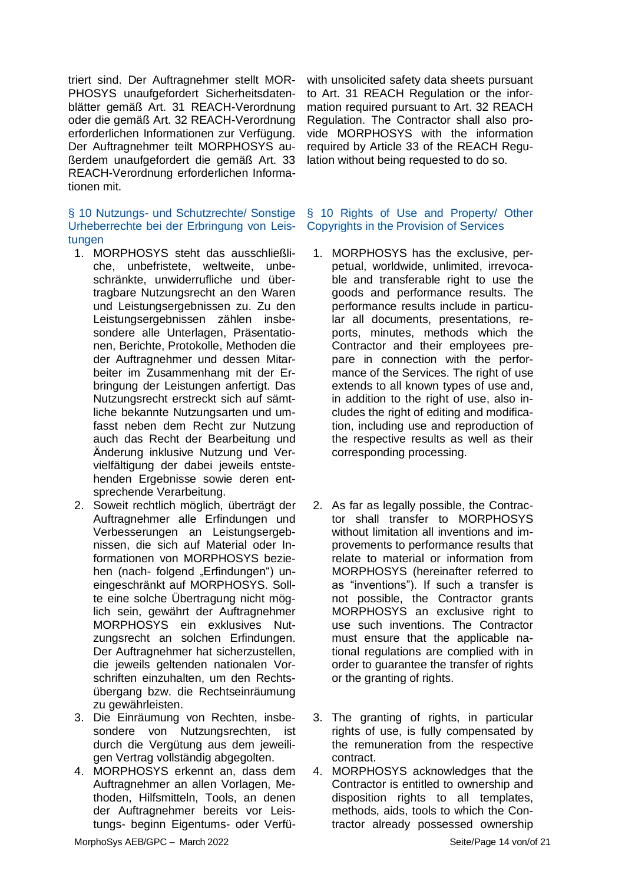triert sind. Der Auftragnehmer stellt MORPHOSYS unaufgefordert Sicherheitsdatenblätter gemäß Art. 31 REACH-Verordnung oder die gemäß Art. 32 REACH-Verordnung erforderlichen Informationen zur Verfügung. Der Auftragnehmer teilt MORPHOSYS außerdem unaufgefordert die gemäß Art. 33 REACH-Verordnung erforderlichen Informationen mit.

with unsolicited safety data sheets pursuant to Art. 31 REACH Regulation or the information required pursuant to Art. 32 REACH Regulation. The Contractor shall also provide MORPHOSYS with the information required by Article 33 of the REACH Regulation without being requested to do so.

## § 10 Nutzungs- und Schutzrechte/ Sonstige Urheberrechte bei der Erbringung von Leistungen

1. MORPHOSYS steht das ausschließliche, unbefristete, weltweite, unbeschränkte, unwiderrufliche und übertragbare Nutzungsrecht an den Waren und Leistungsergebnissen zu. Zu den Leistungsergebnissen zählen insbesondere alle Unterlagen, Präsentationen, Berichte, Protokolle, Methoden die der Auftragnehmer und dessen Mitarbeiter im Zusammenhang mit der Erbringung der Leistungen anfertigt. Das Nutzungsrecht erstreckt sich auf sämtliche bekannte Nutzungsarten und umfasst neben dem Recht zur Nutzung auch das Recht der Bearbeitung und Änderung inklusive Nutzung und Vervielfältigung der dabei jeweils entstehenden Ergebnisse sowie deren entsprechende Verarbeitung.
2. Soweit rechtlich möglich, überträgt der Auftragnehmer alle Erfindungen und Verbesserungen an Leistungsergebnissen, die sich auf Material oder Informationen von MORPHOSYS beziehen (nach- folgend „Erfindungen") uneingeschränkt auf MORPHOSYS. Sollte eine solche Übertragung nicht möglich sein, gewährt der Auftragnehmer MORPHOSYS ein exklusives Nutzungsrecht an solchen Erfindungen. Der Auftragnehmer hat sicherzustellen, die jeweils geltenden nationalen Vorschriften einzuhalten, um den Rechtsübergang bzw. die Rechtseinräumung zu gewährleisten.
3. Die Einräumung von Rechten, insbesondere von Nutzungsrechten, ist durch die Vergütung aus dem jeweiligen Vertrag vollständig abgegolten.
4. MORPHOSYS erkennt an, dass dem Auftragnehmer an allen Vorlagen, Methoden, Hilfsmitteln, Tools, an denen der Auftragnehmer bereits vor Leistungs- beginn Eigentums- oder Verfü-

## § 10 Rights of Use and Property/ Other Copyrights in the Provision of Services

1. MORPHOSYS has the exclusive, perpetual, worldwide, unlimited, irrevocable and transferable right to use the goods and performance results. The performance results include in particular all documents, presentations, reports, minutes, methods which the Contractor and their employees prepare in connection with the performance of the Services. The right of use extends to all known types of use and, in addition to the right of use, also includes the right of editing and modification, including use and reproduction of the respective results as well as their corresponding processing.
2. As far as legally possible, the Contractor shall transfer to MORPHOSYS without limitation all inventions and improvements to performance results that relate to material or information from MORPHOSYS (hereinafter referred to as "inventions"). If such a transfer is not possible, the Contractor grants MORPHOSYS an exclusive right to use such inventions. The Contractor must ensure that the applicable national regulations are complied with in order to guarantee the transfer of rights or the granting of rights.
3. The granting of rights, in particular rights of use, is fully compensated by the remuneration from the respective contract.
4. MORPHOSYS acknowledges that the Contractor is entitled to ownership and disposition rights to all templates, methods, aids, tools to which the Contractor already possessed ownership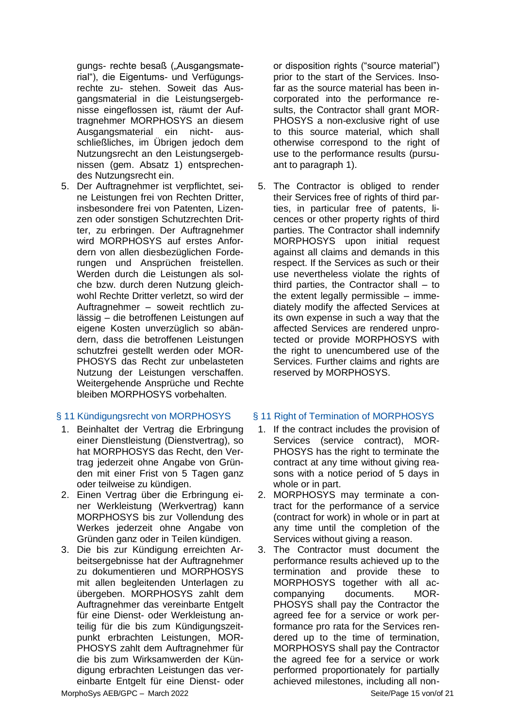gungs- rechte besaß („Ausgangsmaterial"), die Eigentums- und Verfügungsrechte zu- stehen. Soweit das Ausgangsmaterial in die Leistungsergebnisse eingeflossen ist, räumt der Auftragnehmer MORPHOSYS an diesem Ausgangsmaterial ein nicht- ausschließliches, im Übrigen jedoch dem Nutzungsrecht an den Leistungsergebnissen (gem. Absatz 1) entsprechendes Nutzungsrecht ein.

5. Der Auftragnehmer ist verpflichtet, seine Leistungen frei von Rechten Dritter, insbesondere frei von Patenten, Lizenzen oder sonstigen Schutzrechten Dritter, zu erbringen. Der Auftragnehmer wird MORPHOSYS auf erstes Anfordern von allen diesbezüglichen Forderungen und Ansprüchen freistellen. Werden durch die Leistungen als solche bzw. durch deren Nutzung gleichwohl Rechte Dritter verletzt, so wird der Auftragnehmer – soweit rechtlich zulässig – die betroffenen Leistungen auf eigene Kosten unverzüglich so abändern, dass die betroffenen Leistungen schutzfrei gestellt werden oder MORPHOSYS das Recht zur unbelasteten Nutzung der Leistungen verschaffen. Weitergehende Ansprüche und Rechte bleiben MORPHOSYS vorbehalten.

or disposition rights ("source material") prior to the start of the Services. Insofar as the source material has been incorporated into the performance results, the Contractor shall grant MORPHOSYS a non-exclusive right of use to this source material, which shall otherwise correspond to the right of use to the performance results (pursuant to paragraph 1).

5. The Contractor is obliged to render their Services free of rights of third parties, in particular free of patents, licences or other property rights of third parties. The Contractor shall indemnify MORPHOSYS upon initial request against all claims and demands in this respect. If the Services as such or their use nevertheless violate the rights of third parties, the Contractor shall – to the extent legally permissible – immediately modify the affected Services at its own expense in such a way that the affected Services are rendered unprotected or provide MORPHOSYS with the right to unencumbered use of the Services. Further claims and rights are reserved by MORPHOSYS.

## § 11 Kündigungsrecht von MORPHOSYS

1. Beinhaltet der Vertrag die Erbringung einer Dienstleistung (Dienstvertrag), so hat MORPHOSYS das Recht, den Vertrag jederzeit ohne Angabe von Gründen mit einer Frist von 5 Tagen ganz oder teilweise zu kündigen.
2. Einen Vertrag über die Erbringung einer Werkleistung (Werkvertrag) kann MORPHOSYS bis zur Vollendung des Werkes jederzeit ohne Angabe von Gründen ganz oder in Teilen kündigen.
3. Die bis zur Kündigung erreichten Arbeitsergebnisse hat der Auftragnehmer zu dokumentieren und MORPHOSYS mit allen begleitenden Unterlagen zu übergeben. MORPHOSYS zahlt dem Auftragnehmer das vereinbarte Entgelt für eine Dienst- oder Werkleistung anteilig für die bis zum Kündigungszeitpunkt erbrachten Leistungen, MORPHOSYS zahlt dem Auftragnehmer für die bis zum Wirksamwerden der Kündigung erbrachten Leistungen das vereinbarte Entgelt für eine Dienst- oder

## § 11 Right of Termination of MORPHOSYS

1. If the contract includes the provision of Services (service contract), MORPHOSYS has the right to terminate the contract at any time without giving reasons with a notice period of 5 days in whole or in part.
2. MORPHOSYS may terminate a contract for the performance of a service (contract for work) in whole or in part at any time until the completion of the Services without giving a reason.
3. The Contractor must document the performance results achieved up to the termination and provide these to MORPHOSYS together with all accompanying documents. MORPHOSYS shall pay the Contractor the agreed fee for a service or work performance pro rata for the Services rendered up to the time of termination, MORPHOSYS shall pay the Contractor the agreed fee for a service or work performed proportionately for partially achieved milestones, including all non-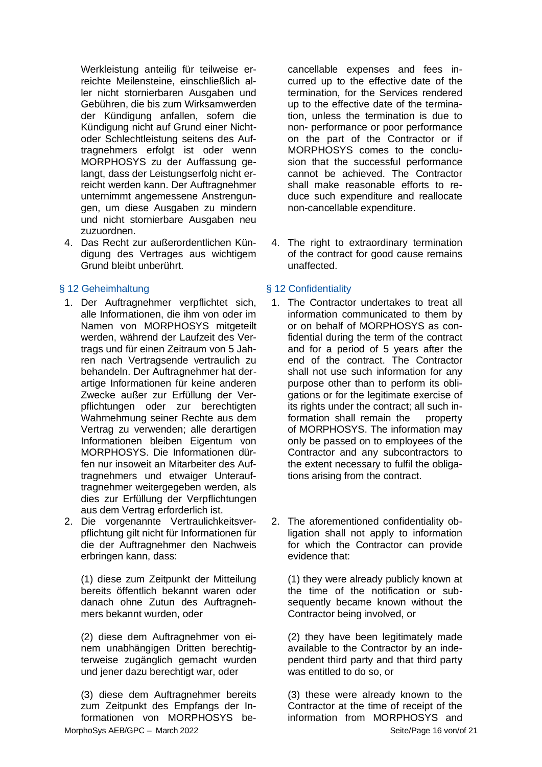Werkleistung anteilig für teilweise erreichte Meilensteine, einschließlich aller nicht stornierbaren Ausgaben und Gebühren, die bis zum Wirksamwerden der Kündigung anfallen, sofern die Kündigung nicht auf Grund einer Nicht- oder Schlechtleistung seitens des Auftragnehmers erfolgt ist oder wenn MORPHOSYS zu der Auffassung gelangt, dass der Leistungserfolg nicht erreicht werden kann. Der Auftragnehmer unternimmt angemessene Anstrengungen, um diese Ausgaben zu mindern und nicht stornierbare Ausgaben neu zuzuordnen.

4. Das Recht zur außerordentlichen Kündigung des Vertrages aus wichtigem Grund bleibt unberührt.

## § 12 Geheimhaltung

1. Der Auftragnehmer verpflichtet sich, alle Informationen, die ihm von oder im Namen von MORPHOSYS mitgeteilt werden, während der Laufzeit des Vertrags und für einen Zeitraum von 5 Jahren nach Vertragsende vertraulich zu behandeln. Der Auftragnehmer hat derartige Informationen für keine anderen Zwecke außer zur Erfüllung der Verpflichtungen oder zur berechtigten Wahrnehmung seiner Rechte aus dem Vertrag zu verwenden; alle derartigen Informationen bleiben Eigentum von MORPHOSYS. Die Informationen dürfen nur insoweit an Mitarbeiter des Auftragnehmers und etwaiger Unterauftragnehmer weitergegeben werden, als dies zur Erfüllung der Verpflichtungen aus dem Vertrag erforderlich ist.
2. Die vorgenannte Vertraulichkeitsverpflichtung gilt nicht für Informationen für die der Auftragnehmer den Nachweis erbringen kann, dass:

   (1) diese zum Zeitpunkt der Mitteilung bereits öffentlich bekannt waren oder danach ohne Zutun des Auftragnehmers bekannt wurden, oder

   (2) diese dem Auftragnehmer von einem unabhängigen Dritten berechtigterweise zugänglich gemacht wurden und jener dazu berechtigt war, oder

   (3) diese dem Auftragnehmer bereits zum Zeitpunkt des Empfangs der Informationen von MORPHOSYS be-

cancellable expenses and fees incurred up to the effective date of the termination, for the Services rendered up to the effective date of the termination, unless the termination is due to non- performance or poor performance on the part of the Contractor or if MORPHOSYS comes to the conclusion that the successful performance cannot be achieved. The Contractor shall make reasonable efforts to reduce such expenditure and reallocate non-cancellable expenditure.

4. The right to extraordinary termination of the contract for good cause remains unaffected.

## § 12 Confidentiality

1. The Contractor undertakes to treat all information communicated to them by or on behalf of MORPHOSYS as confidential during the term of the contract and for a period of 5 years after the end of the contract. The Contractor shall not use such information for any purpose other than to perform its obligations or for the legitimate exercise of its rights under the contract; all such information shall remain the property of MORPHOSYS. The information may only be passed on to employees of the Contractor and any subcontractors to the extent necessary to fulfil the obligations arising from the contract.
2. The aforementioned confidentiality obligation shall not apply to information for which the Contractor can provide evidence that:

   (1) they were already publicly known at the time of the notification or subsequently became known without the Contractor being involved, or

   (2) they have been legitimately made available to the Contractor by an independent third party and that third party was entitled to do so, or

   (3) these were already known to the Contractor at the time of receipt of the information from MORPHOSYS and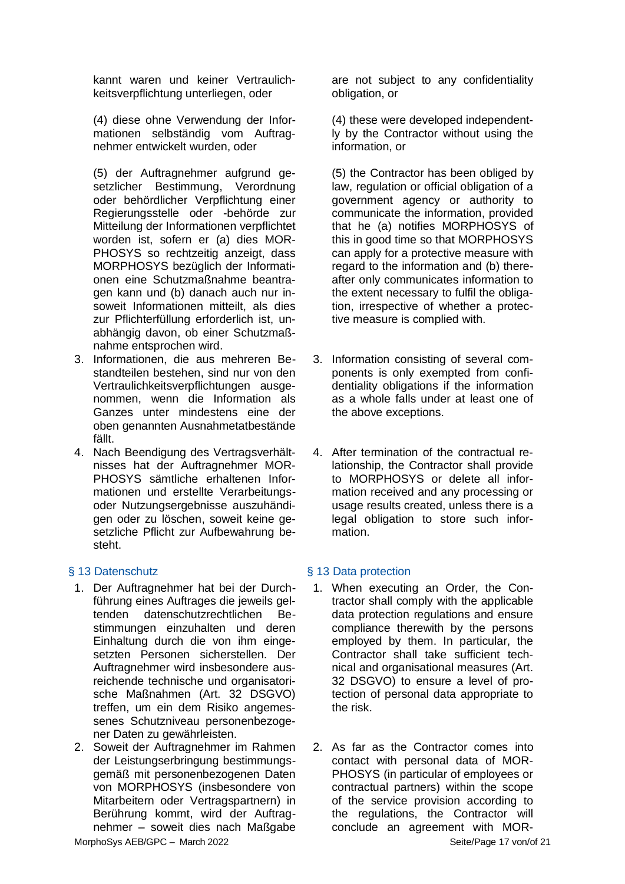kannt waren und keiner Vertraulichkeitsverpflichtung unterliegen, oder

(4) diese ohne Verwendung der Informationen selbständig vom Auftragnehmer entwickelt wurden, oder

(5) der Auftragnehmer aufgrund gesetzlicher Bestimmung, Verordnung oder behördlicher Verpflichtung einer Regierungsstelle oder -behörde zur Mitteilung der Informationen verpflichtet worden ist, sofern er (a) dies MORPHOSYS so rechtzeitig anzeigt, dass MORPHOSYS bezüglich der Informationen eine Schutzmaßnahme beantragen kann und (b) danach auch nur insoweit Informationen mitteilt, als dies zur Pflichterfüllung erforderlich ist, unabhängig davon, ob einer Schutzmaßnahme entsprochen wird.

3. Informationen, die aus mehreren Bestandteilen bestehen, sind nur von den Vertraulichkeitsverpflichtungen ausgenommen, wenn die Information als Ganzes unter mindestens eine der oben genannten Ausnahmetatbestände fällt.
4. Nach Beendigung des Vertragsverhältnisses hat der Auftragnehmer MORPHOSYS sämtliche erhaltenen Informationen und erstellte Verarbeitungs- oder Nutzungsergebnisse auszuhändigen oder zu löschen, soweit keine gesetzliche Pflicht zur Aufbewahrung besteht.

## § 13 Datenschutz

1. Der Auftragnehmer hat bei der Durchführung eines Auftrages die jeweils geltenden datenschutzrechtlichen Bestimmungen einzuhalten und deren Einhaltung durch die von ihm eingesetzten Personen sicherstellen. Der Auftragnehmer wird insbesondere ausreichende technische und organisatorische Maßnahmen (Art. 32 DSGVO) treffen, um ein dem Risiko angemessenes Schutzniveau personenbezogener Daten zu gewährleisten.
2. Soweit der Auftragnehmer im Rahmen der Leistungserbringung bestimmungsgemäß mit personenbezogenen Daten von MORPHOSYS (insbesondere von Mitarbeitern oder Vertragspartnern) in Berührung kommt, wird der Auftragnehmer – soweit dies nach Maßgabe

are not subject to any confidentiality obligation, or

(4) these were developed independently by the Contractor without using the information, or

(5) the Contractor has been obliged by law, regulation or official obligation of a government agency or authority to communicate the information, provided that he (a) notifies MORPHOSYS of this in good time so that MORPHOSYS can apply for a protective measure with regard to the information and (b) thereafter only communicates information to the extent necessary to fulfil the obligation, irrespective of whether a protective measure is complied with.

3. Information consisting of several components is only exempted from confidentiality obligations if the information as a whole falls under at least one of the above exceptions.
4. After termination of the contractual relationship, the Contractor shall provide to MORPHOSYS or delete all information received and any processing or usage results created, unless there is a legal obligation to store such information.

## § 13 Data protection

1. When executing an Order, the Contractor shall comply with the applicable data protection regulations and ensure compliance therewith by the persons employed by them. In particular, the Contractor shall take sufficient technical and organisational measures (Art. 32 DSGVO) to ensure a level of protection of personal data appropriate to the risk.
2. As far as the Contractor comes into contact with personal data of MORPHOSYS (in particular of employees or contractual partners) within the scope of the service provision according to the regulations, the Contractor will conclude an agreement with MOR-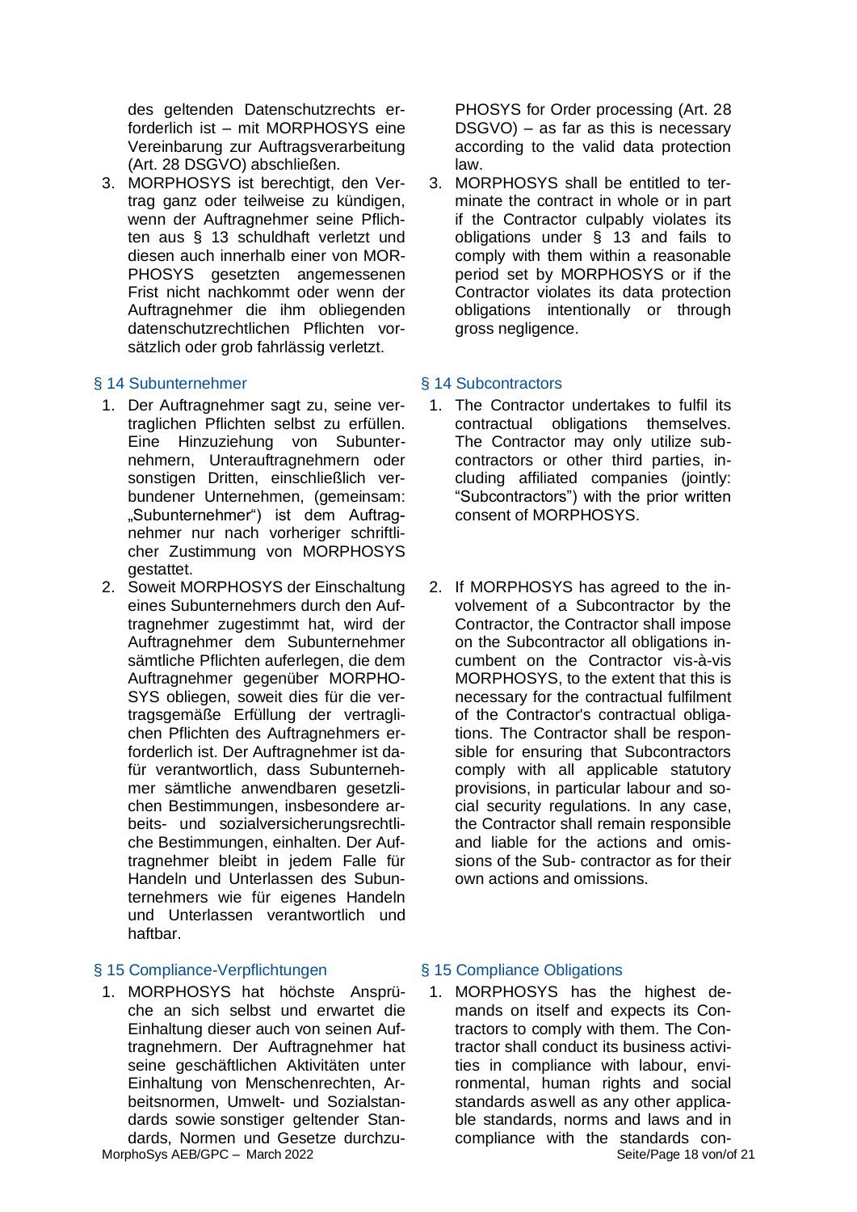des geltenden Datenschutzrechts erforderlich ist – mit MORPHOSYS eine Vereinbarung zur Auftragsverarbeitung (Art. 28 DSGVO) abschließen.

3. MORPHOSYS ist berechtigt, den Vertrag ganz oder teilweise zu kündigen, wenn der Auftragnehmer seine Pflichten aus § 13 schuldhaft verletzt und diesen auch innerhalb einer von MORPHOSYS gesetzten angemessenen Frist nicht nachkommt oder wenn der Auftragnehmer die ihm obliegenden datenschutzrechtlichen Pflichten vorsätzlich oder grob fahrlässig verletzt.

## § 14 Subunternehmer

1. Der Auftragnehmer sagt zu, seine vertraglichen Pflichten selbst zu erfüllen. Eine Hinzuziehung von Subunternehmern, Unterauftragnehmern oder sonstigen Dritten, einschließlich verbundener Unternehmen, (gemeinsam: „Subunternehmer") ist dem Auftragnehmer nur nach vorheriger schriftlicher Zustimmung von MORPHOSYS gestattet.
2. Soweit MORPHOSYS der Einschaltung eines Subunternehmers durch den Auftragnehmer zugestimmt hat, wird der Auftragnehmer dem Subunternehmer sämtliche Pflichten auferlegen, die dem Auftragnehmer gegenüber MORPHOSYS obliegen, soweit dies für die vertragsgemäße Erfüllung der vertraglichen Pflichten des Auftragnehmers erforderlich ist. Der Auftragnehmer ist dafür verantwortlich, dass Subunternehmer sämtliche anwendbaren gesetzlichen Bestimmungen, insbesondere arbeits- und sozialversicherungsrechtliche Bestimmungen, einhalten. Der Auftragnehmer bleibt in jedem Falle für Handeln und Unterlassen des Subunternehmers wie für eigenes Handeln und Unterlassen verantwortlich und haftbar.

## § 15 Compliance-Verpflichtungen

1. MORPHOSYS hat höchste Ansprüche an sich selbst und erwartet die Einhaltung dieser auch von seinen Auftragnehmern. Der Auftragnehmer hat seine geschäftlichen Aktivitäten unter Einhaltung von Menschenrechten, Arbeitsnormen, Umwelt- und Sozialstandards sowie sonstiger geltender Standards, Normen und Gesetze durchzu-

PHOSYS for Order processing (Art. 28 DSGVO) – as far as this is necessary according to the valid data protection law.

3. MORPHOSYS shall be entitled to terminate the contract in whole or in part if the Contractor culpably violates its obligations under § 13 and fails to comply with them within a reasonable period set by MORPHOSYS or if the Contractor violates its data protection obligations intentionally or through gross negligence.

## § 14 Subcontractors

1. The Contractor undertakes to fulfil its contractual obligations themselves. The Contractor may only utilize subcontractors or other third parties, including affiliated companies (jointly: "Subcontractors") with the prior written consent of MORPHOSYS.
2. If MORPHOSYS has agreed to the involvement of a Subcontractor by the Contractor, the Contractor shall impose on the Subcontractor all obligations incumbent on the Contractor vis-à-vis MORPHOSYS, to the extent that this is necessary for the contractual fulfilment of the Contractor's contractual obligations. The Contractor shall be responsible for ensuring that Subcontractors comply with all applicable statutory provisions, in particular labour and social security regulations. In any case, the Contractor shall remain responsible and liable for the actions and omissions of the Sub- contractor as for their own actions and omissions.

## § 15 Compliance Obligations

1. MORPHOSYS has the highest demands on itself and expects its Contractors to comply with them. The Contractor shall conduct its business activities in compliance with labour, environmental, human rights and social standards aswell as any other applicable standards, norms and laws and in compliance with the standards con-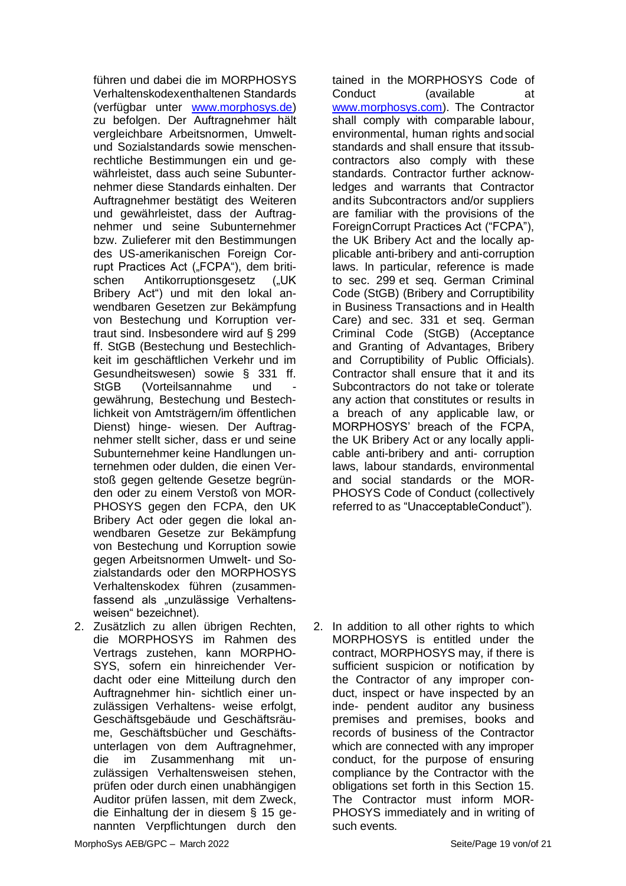führen und dabei die im MORPHOSYS Verhaltenskodexenthaltenen Standards (verfügbar unter www.morphosys.de) zu befolgen. Der Auftragnehmer hält vergleichbare Arbeitsnormen, Umwelt- und Sozialstandards sowie menschenrechtliche Bestimmungen ein und gewährleistet, dass auch seine Subunternehmer diese Standards einhalten. Der Auftragnehmer bestätigt des Weiteren und gewährleistet, dass der Auftragnehmer und seine Subunternehmer bzw. Zulieferer mit den Bestimmungen des US-amerikanischen Foreign Corrupt Practices Act („FCPA"), dem britischen Antikorruptionsgesetz („UK Bribery Act") und mit den lokal anwendbaren Gesetzen zur Bekämpfung von Bestechung und Korruption vertraut sind. Insbesondere wird auf § 299 ff. StGB (Bestechung und Bestechlichkeit im geschäftlichen Verkehr und im Gesundheitswesen) sowie § 331 ff. StGB (Vorteilsannahme und -gewährung, Bestechung und Bestechlichkeit von Amtsträgern/im öffentlichen Dienst) hingewiesen. Der Auftragnehmer stellt sicher, dass er und seine Subunternehmer keine Handlungen unternehmen oder dulden, die einen Verstoß gegen geltende Gesetze begründen oder zu einem Verstoß von MORPHOSYS gegen den FCPA, den UK Bribery Act oder gegen die lokal anwendbaren Gesetze zur Bekämpfung von Bestechung und Korruption sowie gegen Arbeitsnormen Umwelt- und Sozialstandards oder den MORPHOSYS Verhaltenskodex führen (zusammenfassend als „unzulässige Verhaltensweisen" bezeichnet).

2. Zusätzlich zu allen übrigen Rechten, die MORPHOSYS im Rahmen des Vertrags zustehen, kann MORPHOSYS, sofern ein hinreichender Verdacht oder eine Mitteilung durch den Auftragnehmer hinsichtlich einer unzulässigen Verhaltensweise erfolgt, Geschäftsgebäude und Geschäftsräume, Geschäftsbücher und Geschäftsunterlagen von dem Auftragnehmer, die im Zusammenhang mit unzulässigen Verhaltensweisen stehen, prüfen oder durch einen unabhängigen Auditor prüfen lassen, mit dem Zweck, die Einhaltung der in diesem § 15 genannten Verpflichtungen durch den

tained in the MORPHOSYS Code of Conduct (available at www.morphosys.com). The Contractor shall comply with comparable labour, environmental, human rights and social standards and shall ensure that its subcontractors also comply with these standards. Contractor further acknowledges and warrants that Contractor and its Subcontractors and/or suppliers are familiar with the provisions of the Foreign Corrupt Practices Act ("FCPA"), the UK Bribery Act and the locally applicable anti-bribery and anti-corruption laws. In particular, reference is made to sec. 299 et seq. German Criminal Code (StGB) (Bribery and Corruptibility in Business Transactions and in Health Care) and sec. 331 et seq. German Criminal Code (StGB) (Acceptance and Granting of Advantages, Bribery and Corruptibility of Public Officials). Contractor shall ensure that it and its Subcontractors do not take or tolerate any action that constitutes or results in a breach of any applicable law, or MORPHOSYS' breach of the FCPA, the UK Bribery Act or any locally applicable anti-bribery and anti- corruption laws, labour standards, environmental and social standards or the MORPHOSYS Code of Conduct (collectively referred to as "Unacceptable Conduct").

2. In addition to all other rights to which MORPHOSYS is entitled under the contract, MORPHOSYS may, if there is sufficient suspicion or notification by the Contractor of any improper conduct, inspect or have inspected by an independent auditor any business premises and premises, books and records of business of the Contractor which are connected with any improper conduct, for the purpose of ensuring compliance by the Contractor with the obligations set forth in this Section 15. The Contractor must inform MORPHOSYS immediately and in writing of such events.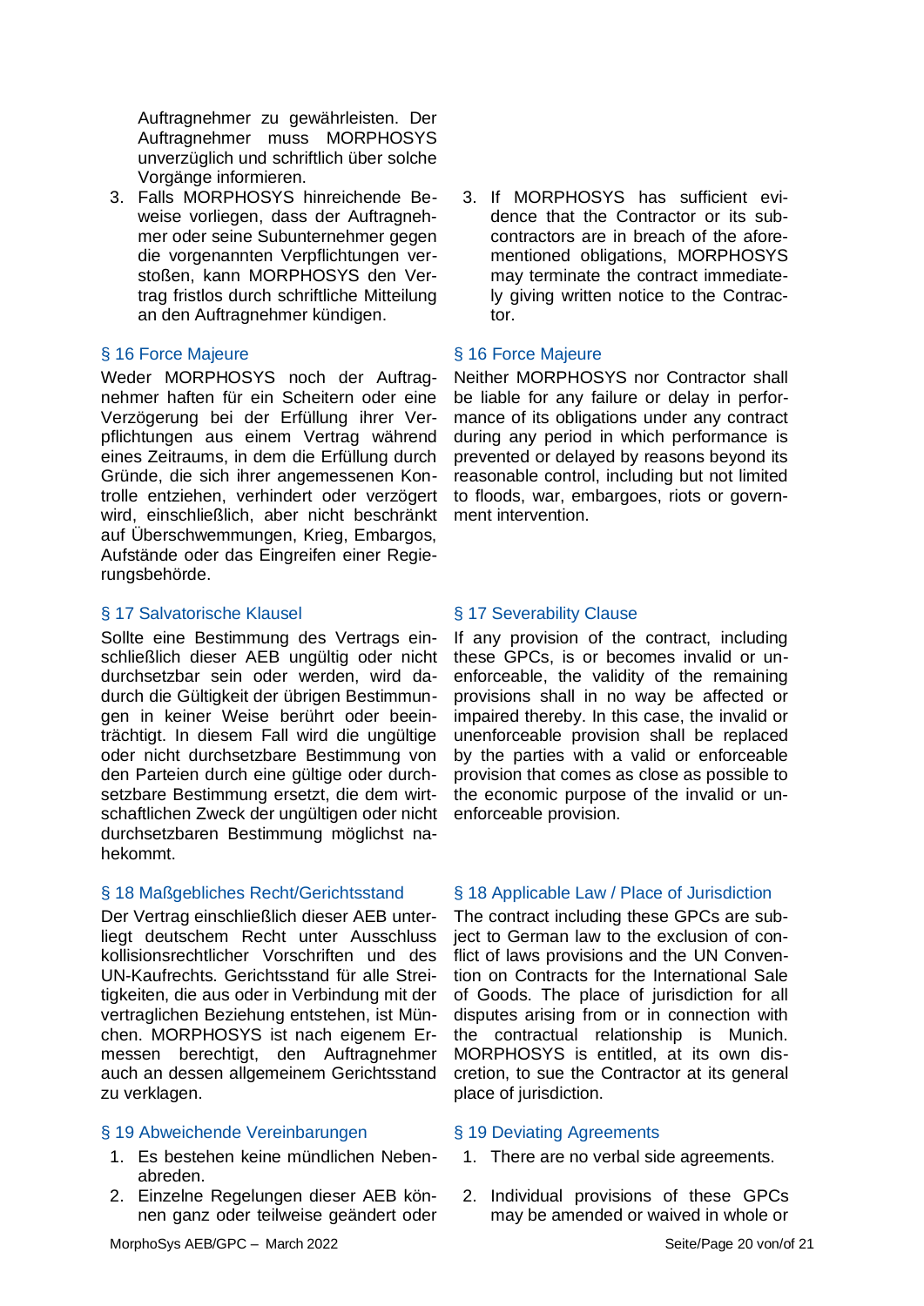Auftragnehmer zu gewährleisten. Der Auftragnehmer muss MORPHOSYS unverzüglich und schriftlich über solche Vorgänge informieren.

3. Falls MORPHOSYS hinreichende Beweise vorliegen, dass der Auftragnehmer oder seine Subunternehmer gegen die vorgenannten Verpflichtungen verstoßen, kann MORPHOSYS den Vertrag fristlos durch schriftliche Mitteilung an den Auftragnehmer kündigen.

3. If MORPHOSYS has sufficient evidence that the Contractor or its subcontractors are in breach of the aforementioned obligations, MORPHOSYS may terminate the contract immediately giving written notice to the Contractor.

## § 16 Force Majeure

Weder MORPHOSYS noch der Auftragnehmer haften für ein Scheitern oder eine Verzögerung bei der Erfüllung ihrer Verpflichtungen aus einem Vertrag während eines Zeitraums, in dem die Erfüllung durch Gründe, die sich ihrer angemessenen Kontrolle entziehen, verhindert oder verzögert wird, einschließlich, aber nicht beschränkt auf Überschwemmungen, Krieg, Embargos, Aufstände oder das Eingreifen einer Regierungsbehörde.

## § 16 Force Majeure

Neither MORPHOSYS nor Contractor shall be liable for any failure or delay in performance of its obligations under any contract during any period in which performance is prevented or delayed by reasons beyond its reasonable control, including but not limited to floods, war, embargoes, riots or government intervention.

## § 17 Salvatorische Klausel

Sollte eine Bestimmung des Vertrags einschließlich dieser AEB ungültig oder nicht durchsetzbar sein oder werden, wird dadurch die Gültigkeit der übrigen Bestimmungen in keiner Weise berührt oder beeinträchtigt. In diesem Fall wird die ungültige oder nicht durchsetzbare Bestimmung von den Parteien durch eine gültige oder durchsetzbare Bestimmung ersetzt, die dem wirtschaftlichen Zweck der ungültigen oder nicht durchsetzbaren Bestimmung möglichst nahekommt.

## § 17 Severability Clause

If any provision of the contract, including these GPCs, is or becomes invalid or unenforceable, the validity of the remaining provisions shall in no way be affected or impaired thereby. In this case, the invalid or unenforceable provision shall be replaced by the parties with a valid or enforceable provision that comes as close as possible to the economic purpose of the invalid or unenforceable provision.

## § 18 Maßgebliches Recht/Gerichtsstand

Der Vertrag einschließlich dieser AEB unterliegt deutschem Recht unter Ausschluss kollisionsrechtlicher Vorschriften und des UN-Kaufrechts. Gerichtsstand für alle Streitigkeiten, die aus oder in Verbindung mit der vertraglichen Beziehung entstehen, ist München. MORPHOSYS ist nach eigenem Ermessen berechtigt, den Auftragnehmer auch an dessen allgemeinem Gerichtsstand zu verklagen.

## § 18 Applicable Law / Place of Jurisdiction

The contract including these GPCs are subject to German law to the exclusion of conflict of laws provisions and the UN Convention on Contracts for the International Sale of Goods. The place of jurisdiction for all disputes arising from or in connection with the contractual relationship is Munich. MORPHOSYS is entitled, at its own discretion, to sue the Contractor at its general place of jurisdiction.

## § 19 Abweichende Vereinbarungen

1. Es bestehen keine mündlichen Nebenabreden.
2. Einzelne Regelungen dieser AEB können ganz oder teilweise geändert oder

## § 19 Deviating Agreements

1. There are no verbal side agreements.
2. Individual provisions of these GPCs may be amended or waived in whole or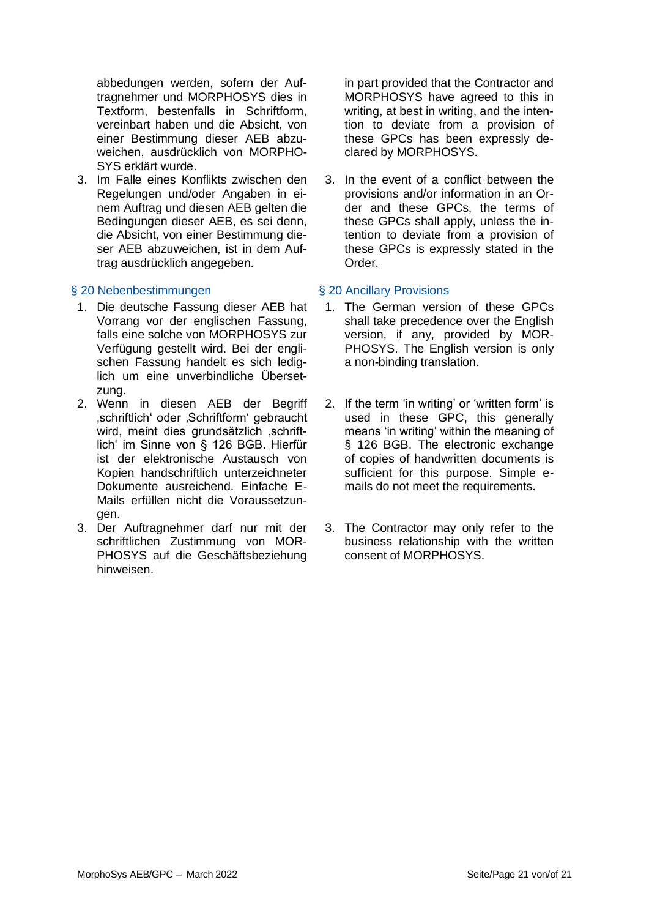abbedungen werden, sofern der Auftragnehmer und MORPHOSYS dies in Textform, bestenfalls in Schriftform, vereinbart haben und die Absicht, von einer Bestimmung dieser AEB abzuweichen, ausdrücklich von MORPHOSYS erklärt wurde.

3. Im Falle eines Konflikts zwischen den Regelungen und/oder Angaben in einem Auftrag und diesen AEB gelten die Bedingungen dieser AEB, es sei denn, die Absicht, von einer Bestimmung dieser AEB abzuweichen, ist in dem Auftrag ausdrücklich angegeben.

### § 20 Nebenbestimmungen

1. Die deutsche Fassung dieser AEB hat Vorrang vor der englischen Fassung, falls eine solche von MORPHOSYS zur Verfügung gestellt wird. Bei der englischen Fassung handelt es sich lediglich um eine unverbindliche Übersetzung.
2. Wenn in diesen AEB der Begriff ‚schriftlich' oder ‚Schriftform' gebraucht wird, meint dies grundsätzlich ‚schriftlich' im Sinne von § 126 BGB. Hierfür ist der elektronische Austausch von Kopien handschriftlich unterzeichneter Dokumente ausreichend. Einfache E-Mails erfüllen nicht die Voraussetzungen.
3. Der Auftragnehmer darf nur mit der schriftlichen Zustimmung von MORPHOSYS auf die Geschäftsbeziehung hinweisen.

in part provided that the Contractor and MORPHOSYS have agreed to this in writing, at best in writing, and the intention to deviate from a provision of these GPCs has been expressly declared by MORPHOSYS.

3. In the event of a conflict between the provisions and/or information in an Order and these GPCs, the terms of these GPCs shall apply, unless the intention to deviate from a provision of these GPCs is expressly stated in the Order.

### § 20 Ancillary Provisions

1. The German version of these GPCs shall take precedence over the English version, if any, provided by MORPHOSYS. The English version is only a non-binding translation.
2. If the term 'in writing' or 'written form' is used in these GPC, this generally means 'in writing' within the meaning of § 126 BGB. The electronic exchange of copies of handwritten documents is sufficient for this purpose. Simple e-mails do not meet the requirements.
3. The Contractor may only refer to the business relationship with the written consent of MORPHOSYS.